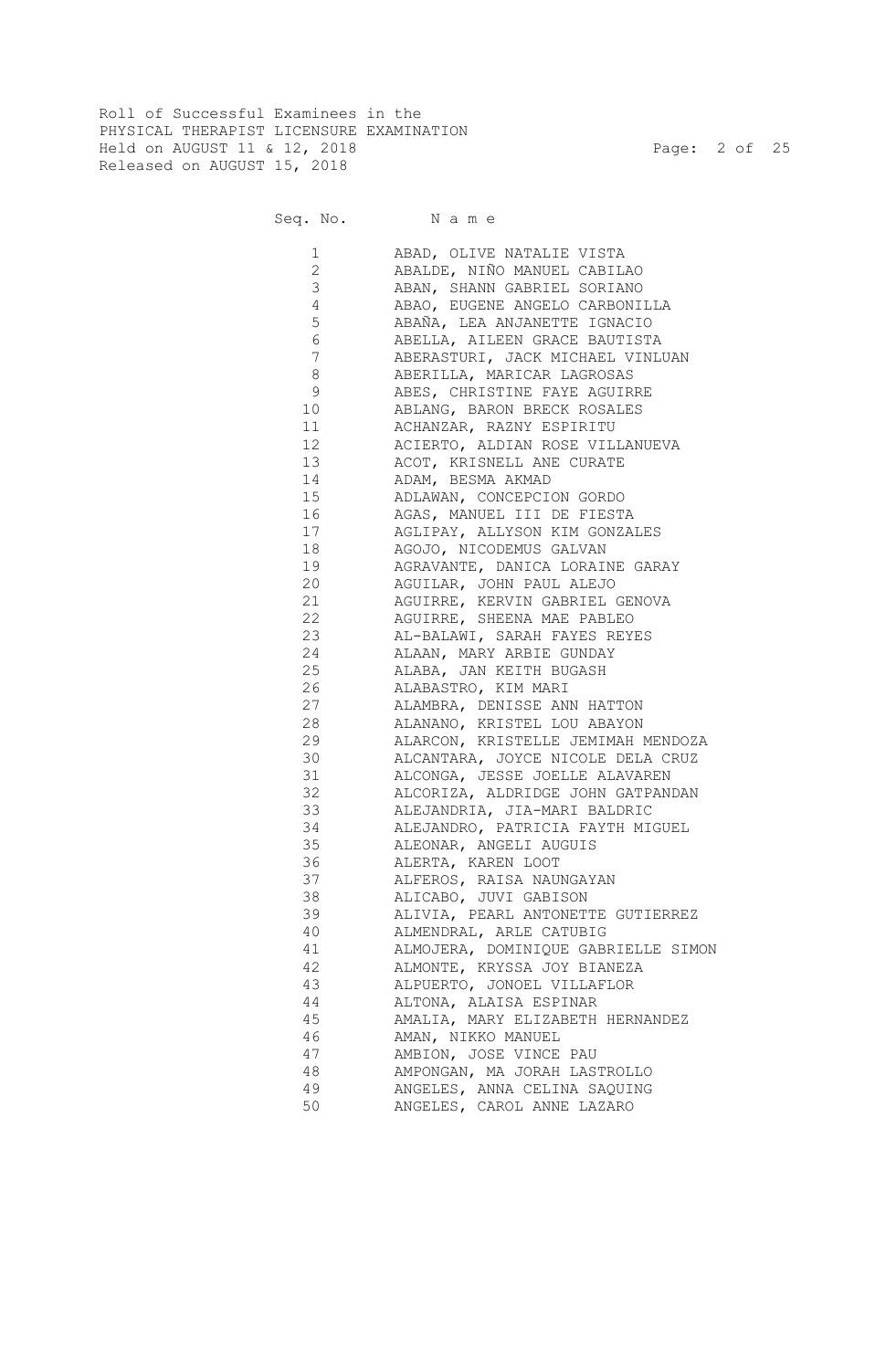Roll of Successful Examinees in the
PHYSICAL THERAPIST LICENSURE EXAMINATION
Held on AUGUST 11 & 12, 2018
Released on AUGUST 15, 2018

| Seq. No. | Name |
|---|---|
| 1 | ABAD, OLIVE NATALIE VISTA |
| 2 | ABALDE, NIÑO MANUEL CABILAO |
| 3 | ABAN, SHANN GABRIEL SORIANO |
| 4 | ABAO, EUGENE ANGELO CARBONILLA |
| 5 | ABAÑA, LEA ANJANETTE IGNACIO |
| 6 | ABELLA, AILEEN GRACE BAUTISTA |
| 7 | ABERASTURI, JACK MICHAEL VINLUAN |
| 8 | ABERILLA, MARICAR LAGROSAS |
| 9 | ABES, CHRISTINE FAYE AGUIRRE |
| 10 | ABLANG, BARON BRECK ROSALES |
| 11 | ACHANZAR, RAZNY ESPIRITU |
| 12 | ACIERTO, ALDIAN ROSE VILLANUEVA |
| 13 | ACOT, KRISNELL ANE CURATE |
| 14 | ADAM, BESMA AKMAD |
| 15 | ADLAWAN, CONCEPCION GORDO |
| 16 | AGAS, MANUEL III DE FIESTA |
| 17 | AGLIPAY, ALLYSON KIM GONZALES |
| 18 | AGOJO, NICODEMUS GALVAN |
| 19 | AGRAVANTE, DANICA LORAINE GARAY |
| 20 | AGUILAR, JOHN PAUL ALEJO |
| 21 | AGUIRRE, KERVIN GABRIEL GENOVA |
| 22 | AGUIRRE, SHEENA MAE PABLEO |
| 23 | AL-BALAWI, SARAH FAYES REYES |
| 24 | ALAAN, MARY ARBIE GUNDAY |
| 25 | ALABA, JAN KEITH BUGASH |
| 26 | ALABASTRO, KIM MARI |
| 27 | ALAMBRA, DENISSE ANN HATTON |
| 28 | ALANANO, KRISTEL LOU ABAYON |
| 29 | ALARCON, KRISTELLE JEMIMAH MENDOZA |
| 30 | ALCANTARA, JOYCE NICOLE DELA CRUZ |
| 31 | ALCONGA, JESSE JOELLE ALAVAREN |
| 32 | ALCORIZA, ALDRIDGE JOHN GATPANDAN |
| 33 | ALEJANDRIA, JIA-MARI BALDRIC |
| 34 | ALEJANDRO, PATRICIA FAYTH MIGUEL |
| 35 | ALEONAR, ANGELI AUGUIS |
| 36 | ALERTA, KAREN LOOT |
| 37 | ALFEROS, RAISA NAUNGAYAN |
| 38 | ALICABO, JUVI GABISON |
| 39 | ALIVIA, PEARL ANTONETTE GUTIERREZ |
| 40 | ALMENDRAL, ARLE CATUBIG |
| 41 | ALMOJERA, DOMINIQUE GABRIELLE SIMON |
| 42 | ALMONTE, KRYSSA JOY BIANEZA |
| 43 | ALPUERTO, JONOEL VILLAFLOR |
| 44 | ALTONA, ALAISA ESPINAR |
| 45 | AMALIA, MARY ELIZABETH HERNANDEZ |
| 46 | AMAN, NIKKO MANUEL |
| 47 | AMBION, JOSE VINCE PAU |
| 48 | AMPONGAN, MA JORAH LASTROLLO |
| 49 | ANGELES, ANNA CELINA SAQUING |
| 50 | ANGELES, CAROL ANNE LAZARO |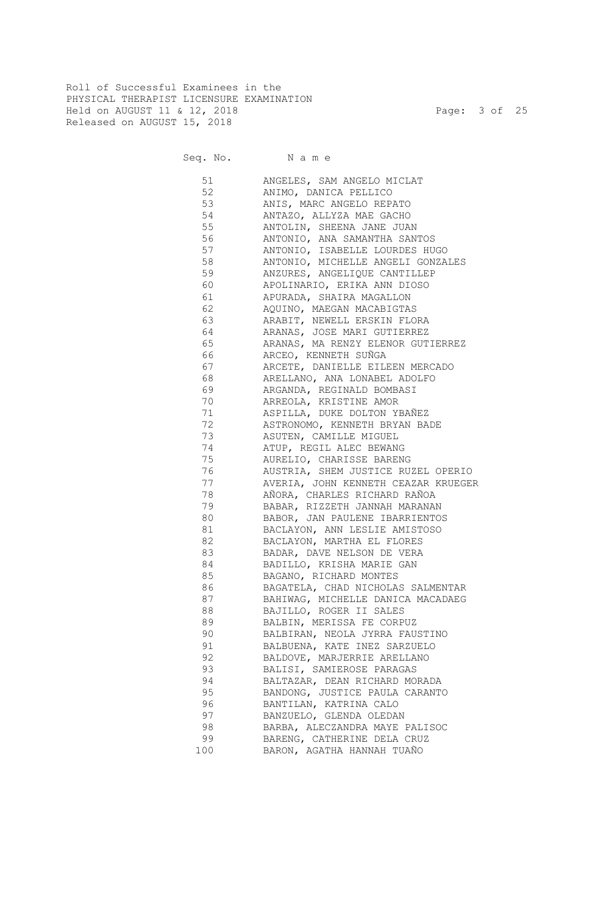Roll of Successful Examinees in the
PHYSICAL THERAPIST LICENSURE EXAMINATION
Held on AUGUST 11 & 12, 2018
Released on AUGUST 15, 2018

| Seq. No. | N a m e |
|---|---|
| 51 | ANGELES, SAM ANGELO MICLAT |
| 52 | ANIMO, DANICA PELLICO |
| 53 | ANIS, MARC ANGELO REPATO |
| 54 | ANTAZO, ALLYZA MAE GACHO |
| 55 | ANTOLIN, SHEENA JANE JUAN |
| 56 | ANTONIO, ANA SAMANTHA SANTOS |
| 57 | ANTONIO, ISABELLE LOURDES HUGO |
| 58 | ANTONIO, MICHELLE ANGELI GONZALES |
| 59 | ANZURES, ANGELIQUE CANTILLEP |
| 60 | APOLINARIO, ERIKA ANN DIOSO |
| 61 | APURADA, SHAIRA MAGALLON |
| 62 | AQUINO, MAEGAN MACABIGTAS |
| 63 | ARABIT, NEWELL ERSKIN FLORA |
| 64 | ARANAS, JOSE MARI GUTIERREZ |
| 65 | ARANAS, MA RENZY ELENOR GUTIERREZ |
| 66 | ARCEO, KENNETH SUÑGA |
| 67 | ARCETE, DANIELLE EILEEN MERCADO |
| 68 | ARELLANO, ANA LONABEL ADOLFO |
| 69 | ARGANDA, REGINALD BOMBASI |
| 70 | ARREOLA, KRISTINE AMOR |
| 71 | ASPILLA, DUKE DOLTON YBAÑEZ |
| 72 | ASTRONOMO, KENNETH BRYAN BADE |
| 73 | ASUTEN, CAMILLE MIGUEL |
| 74 | ATUP, REGIL ALEC BEWANG |
| 75 | AURELIO, CHARISSE BARENG |
| 76 | AUSTRIA, SHEM JUSTICE RUZEL OPERIO |
| 77 | AVERIA, JOHN KENNETH CEAZAR KRUEGER |
| 78 | AÑORA, CHARLES RICHARD RAÑOA |
| 79 | BABAR, RIZZETH JANNAH MARANAN |
| 80 | BABOR, JAN PAULENE IBARRIENTOS |
| 81 | BACLAYON, ANN LESLIE AMISTOSO |
| 82 | BACLAYON, MARTHA EL FLORES |
| 83 | BADAR, DAVE NELSON DE VERA |
| 84 | BADILLO, KRISHA MARIE GAN |
| 85 | BAGANO, RICHARD MONTES |
| 86 | BAGATELA, CHAD NICHOLAS SALMENTAR |
| 87 | BAHIWAG, MICHELLE DANICA MACADAEG |
| 88 | BAJILLO, ROGER II SALES |
| 89 | BALBIN, MERISSA FE CORPUZ |
| 90 | BALBIRAN, NEOLA JYRRA FAUSTINO |
| 91 | BALBUENA, KATE INEZ SARZUELO |
| 92 | BALDOVE, MARJERRIE ARELLANO |
| 93 | BALISI, SAMIEROSE PARAGAS |
| 94 | BALTAZAR, DEAN RICHARD MORADA |
| 95 | BANDONG, JUSTICE PAULA CARANTO |
| 96 | BANTILAN, KATRINA CALO |
| 97 | BANZUELO, GLENDA OLEDAN |
| 98 | BARBA, ALECZANDRA MAYE PALISOC |
| 99 | BARENG, CATHERINE DELA CRUZ |
| 100 | BARON, AGATHA HANNAH TUAÑO |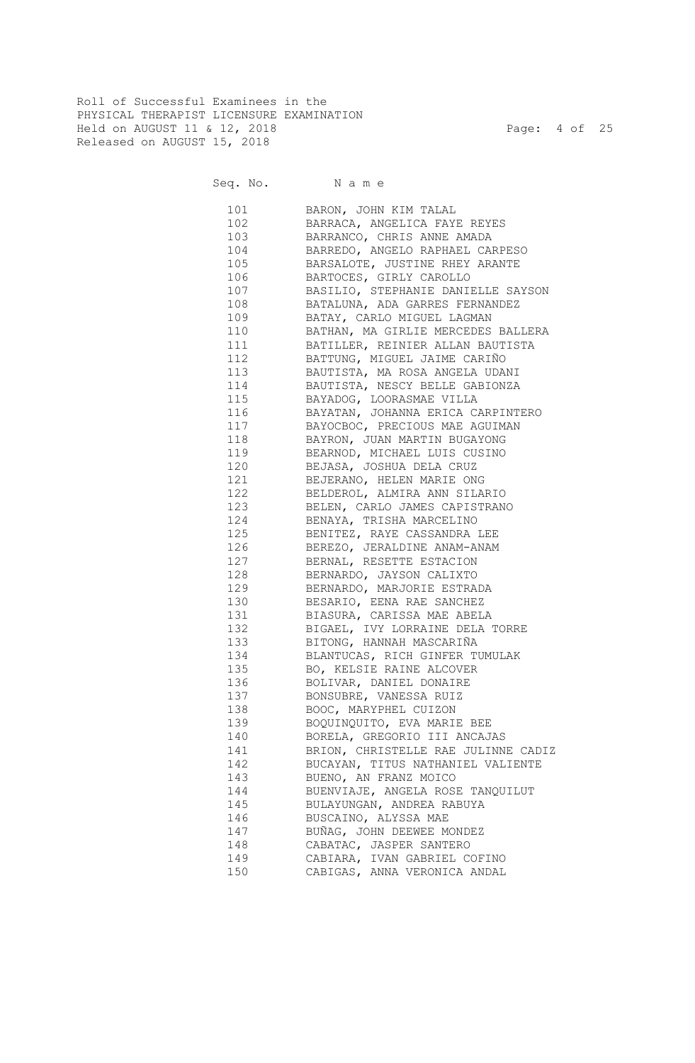Roll of Successful Examinees in the
PHYSICAL THERAPIST LICENSURE EXAMINATION
Held on AUGUST 11 & 12, 2018
Released on AUGUST 15, 2018

| Seq. No. | N a m e |
|---|---|
| 101 | BARON, JOHN KIM TALAL |
| 102 | BARRACA, ANGELICA FAYE REYES |
| 103 | BARRANCO, CHRIS ANNE AMADA |
| 104 | BARREDO, ANGELO RAPHAEL CARPESO |
| 105 | BARSALOTE, JUSTINE RHEY ARANTE |
| 106 | BARTOCES, GIRLY CAROLLO |
| 107 | BASILIO, STEPHANIE DANIELLE SAYSON |
| 108 | BATALUNA, ADA GARRES FERNANDEZ |
| 109 | BATAY, CARLO MIGUEL LAGMAN |
| 110 | BATHAN, MA GIRLIE MERCEDES BALLERA |
| 111 | BATILLER, REINIER ALLAN BAUTISTA |
| 112 | BATTUNG, MIGUEL JAIME CARIÑO |
| 113 | BAUTISTA, MA ROSA ANGELA UDANI |
| 114 | BAUTISTA, NESCY BELLE GABIONZA |
| 115 | BAYADOG, LOORASMAE VILLA |
| 116 | BAYATAN, JOHANNA ERICA CARPINTERO |
| 117 | BAYOCBOC, PRECIOUS MAE AGUIMAN |
| 118 | BAYRON, JUAN MARTIN BUGAYONG |
| 119 | BEARNOD, MICHAEL LUIS CUSINO |
| 120 | BEJASA, JOSHUA DELA CRUZ |
| 121 | BEJERANO, HELEN MARIE ONG |
| 122 | BELDEROL, ALMIRA ANN SILARIO |
| 123 | BELEN, CARLO JAMES CAPISTRANO |
| 124 | BENAYA, TRISHA MARCELINO |
| 125 | BENITEZ, RAYE CASSANDRA LEE |
| 126 | BEREZO, JERALDINE ANAM-ANAM |
| 127 | BERNAL, RESETTE ESTACION |
| 128 | BERNARDO, JAYSON CALIXTO |
| 129 | BERNARDO, MARJORIE ESTRADA |
| 130 | BESARIO, EENA RAE SANCHEZ |
| 131 | BIASURA, CARISSA MAE ABELA |
| 132 | BIGAEL, IVY LORRAINE DELA TORRE |
| 133 | BITONG, HANNAH MASCARIÑA |
| 134 | BLANTUCAS, RICH GINFER TUMULAK |
| 135 | BO, KELSIE RAINE ALCOVER |
| 136 | BOLIVAR, DANIEL DONAIRE |
| 137 | BONSUBRE, VANESSA RUIZ |
| 138 | BOOC, MARYPHEL CUIZON |
| 139 | BOQUINQUITO, EVA MARIE BEE |
| 140 | BORELA, GREGORIO III ANCAJAS |
| 141 | BRION, CHRISTELLE RAE JULINNE CADIZ |
| 142 | BUCAYAN, TITUS NATHANIEL VALIENTE |
| 143 | BUENO, AN FRANZ MOICO |
| 144 | BUENVIAJE, ANGELA ROSE TANQUILUT |
| 145 | BULAYUNGAN, ANDREA RABUYA |
| 146 | BUSCAINO, ALYSSA MAE |
| 147 | BUÑAG, JOHN DEEWEE MONDEZ |
| 148 | CABATAC, JASPER SANTERO |
| 149 | CABIARA, IVAN GABRIEL COFINO |
| 150 | CABIGAS, ANNA VERONICA ANDAL |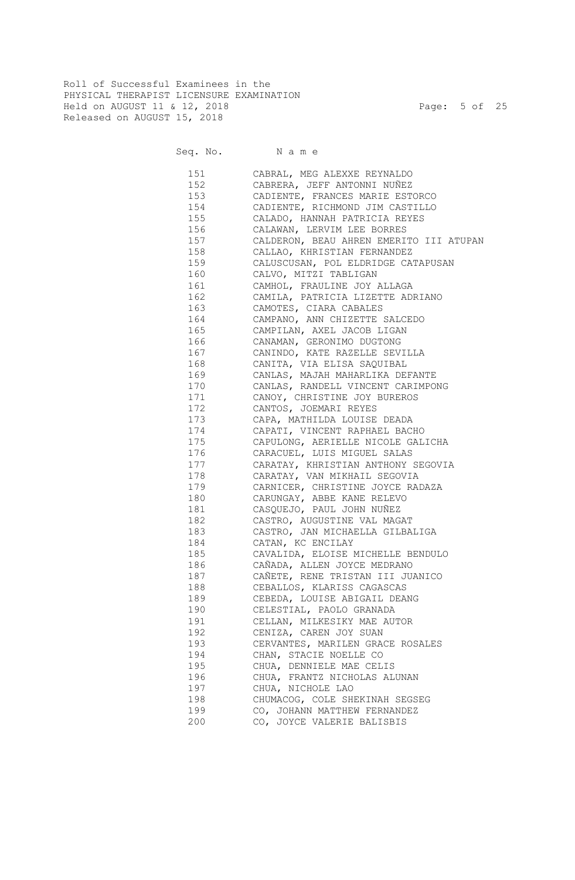Roll of Successful Examinees in the
PHYSICAL THERAPIST LICENSURE EXAMINATION
Held on AUGUST 11 & 12, 2018
Released on AUGUST 15, 2018

| Seq. No. | N a m e |
| --- | --- |
| 151 | CABRAL, MEG ALEXXE REYNALDO |
| 152 | CABRERA, JEFF ANTONNI NUÑEZ |
| 153 | CADIENTE, FRANCES MARIE ESTORCO |
| 154 | CADIENTE, RICHMOND JIM CASTILLO |
| 155 | CALADO, HANNAH PATRICIA REYES |
| 156 | CALAWAN, LERVIM LEE BORRES |
| 157 | CALDERON, BEAU AHREN EMERITO III ATUPAN |
| 158 | CALLAO, KHRISTIAN FERNANDEZ |
| 159 | CALUSCUSAN, POL ELDRIDGE CATAPUSAN |
| 160 | CALVO, MITZI TABLIGAN |
| 161 | CAMHOL, FRAULINE JOY ALLAGA |
| 162 | CAMILA, PATRICIA LIZETTE ADRIANO |
| 163 | CAMOTES, CIARA CABALES |
| 164 | CAMPANO, ANN CHIZETTE SALCEDO |
| 165 | CAMPILAN, AXEL JACOB LIGAN |
| 166 | CANAMAN, GERONIMO DUGTONG |
| 167 | CANINDO, KATE RAZELLE SEVILLA |
| 168 | CANITA, VIA ELISA SAQUIBAL |
| 169 | CANLAS, MAJAH MAHARLIKA DEFANTE |
| 170 | CANLAS, RANDELL VINCENT CARIMPONG |
| 171 | CANOY, CHRISTINE JOY BUREROS |
| 172 | CANTOS, JOEMARI REYES |
| 173 | CAPA, MATHILDA LOUISE DEADA |
| 174 | CAPATI, VINCENT RAPHAEL BACHO |
| 175 | CAPULONG, AERIELLE NICOLE GALICHA |
| 176 | CARACUEL, LUIS MIGUEL SALAS |
| 177 | CARATAY, KHRISTIAN ANTHONY SEGOVIA |
| 178 | CARATAY, VAN MIKHAIL SEGOVIA |
| 179 | CARNICER, CHRISTINE JOYCE RADAZA |
| 180 | CARUNGAY, ABBE KANE RELEVO |
| 181 | CASQUEJO, PAUL JOHN NUÑEZ |
| 182 | CASTRO, AUGUSTINE VAL MAGAT |
| 183 | CASTRO, JAN MICHAELLA GILBALIGA |
| 184 | CATAN, KC ENCILAY |
| 185 | CAVALIDA, ELOISE MICHELLE BENDULO |
| 186 | CAÑADA, ALLEN JOYCE MEDRANO |
| 187 | CAÑETE, RENE TRISTAN III JUANICO |
| 188 | CEBALLOS, KLARISS CAGASCAS |
| 189 | CEBEDA, LOUISE ABIGAIL DEANG |
| 190 | CELESTIAL, PAOLO GRANADA |
| 191 | CELLAN, MILKESIKY MAE AUTOR |
| 192 | CENIZA, CAREN JOY SUAN |
| 193 | CERVANTES, MARILEN GRACE ROSALES |
| 194 | CHAN, STACIE NOELLE CO |
| 195 | CHUA, DENNIELE MAE CELIS |
| 196 | CHUA, FRANTZ NICHOLAS ALUNAN |
| 197 | CHUA, NICHOLE LAO |
| 198 | CHUMACOG, COLE SHEKINAH SEGSEG |
| 199 | CO, JOHANN MATTHEW FERNANDEZ |
| 200 | CO, JOYCE VALERIE BALISBIS |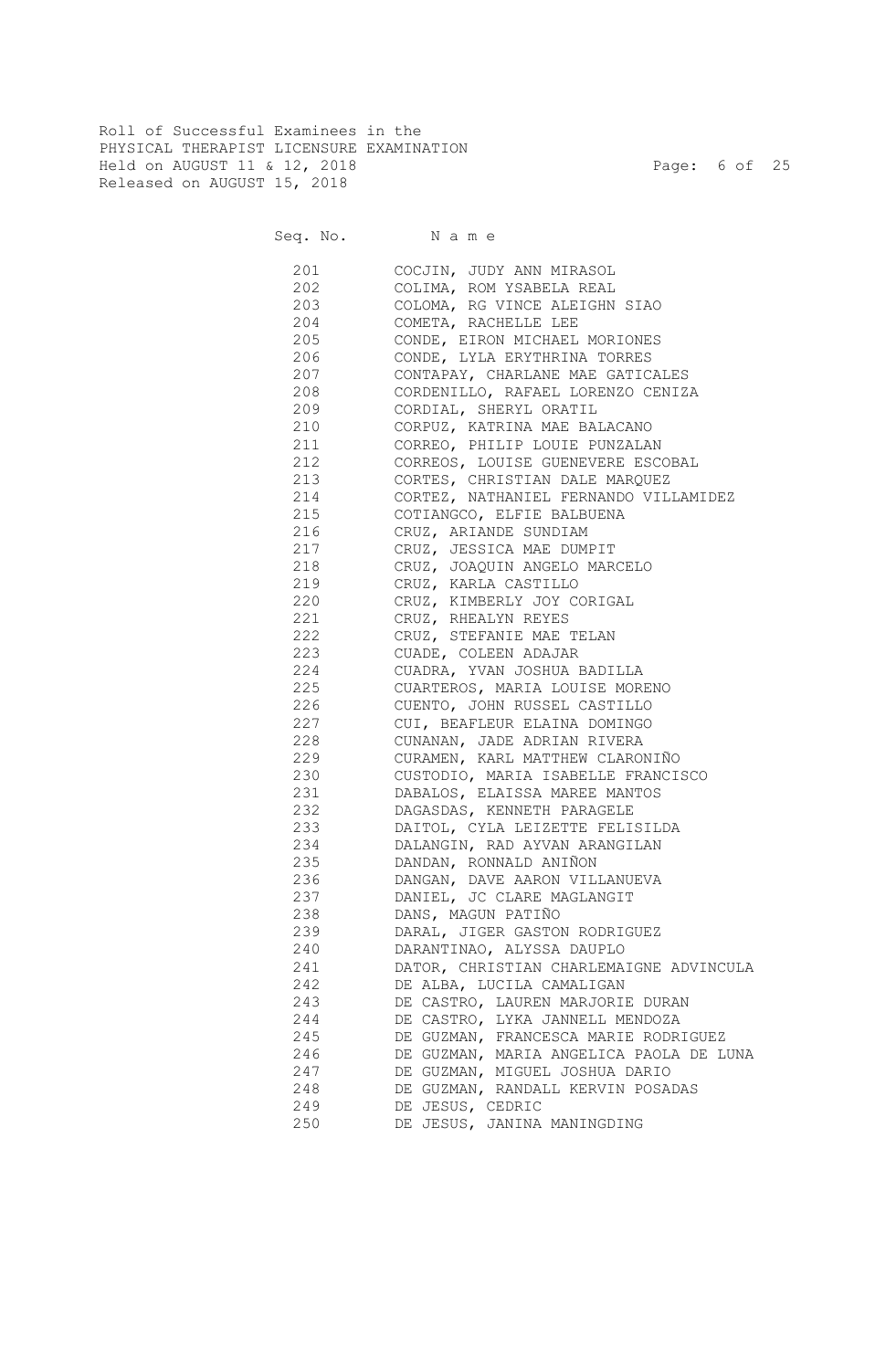Roll of Successful Examinees in the
PHYSICAL THERAPIST LICENSURE EXAMINATION
Held on AUGUST 11 & 12, 2018
Released on AUGUST 15, 2018

| Seq. No. | Name |
|---|---|
| 201 | COCJIN, JUDY ANN MIRASOL |
| 202 | COLIMA, ROM YSABELA REAL |
| 203 | COLOMA, RG VINCE ALEIGHN SIAO |
| 204 | COMETA, RACHELLE LEE |
| 205 | CONDE, EIRON MICHAEL MORIONES |
| 206 | CONDE, LYLA ERYTHRINA TORRES |
| 207 | CONTAPAY, CHARLANE MAE GATICALES |
| 208 | CORDENILLO, RAFAEL LORENZO CENIZA |
| 209 | CORDIAL, SHERYL ORATIL |
| 210 | CORPUZ, KATRINA MAE BALACANO |
| 211 | CORREO, PHILIP LOUIE PUNZALAN |
| 212 | CORREOS, LOUISE GUENEVERE ESCOBAL |
| 213 | CORTES, CHRISTIAN DALE MARQUEZ |
| 214 | CORTEZ, NATHANIEL FERNANDO VILLAMIDEZ |
| 215 | COTIANGCO, ELFIE BALBUENA |
| 216 | CRUZ, ARIANDE SUNDIAM |
| 217 | CRUZ, JESSICA MAE DUMPIT |
| 218 | CRUZ, JOAQUIN ANGELO MARCELO |
| 219 | CRUZ, KARLA CASTILLO |
| 220 | CRUZ, KIMBERLY JOY CORIGAL |
| 221 | CRUZ, RHEALYN REYES |
| 222 | CRUZ, STEFANIE MAE TELAN |
| 223 | CUADE, COLEEN ADAJAR |
| 224 | CUADRA, YVAN JOSHUA BADILLA |
| 225 | CUARTEROS, MARIA LOUISE MORENO |
| 226 | CUENTO, JOHN RUSSEL CASTILLO |
| 227 | CUI, BEAFLEUR ELAINA DOMINGO |
| 228 | CUNANAN, JADE ADRIAN RIVERA |
| 229 | CURAMEN, KARL MATTHEW CLARONIÑO |
| 230 | CUSTODIO, MARIA ISABELLE FRANCISCO |
| 231 | DABALOS, ELAISSA MAREE MANTOS |
| 232 | DAGASDAS, KENNETH PARAGELE |
| 233 | DAITOL, CYLA LEIZETTE FELISILDA |
| 234 | DALANGIN, RAD AYVAN ARANGILAN |
| 235 | DANDAN, RONNALD ANIÑON |
| 236 | DANGAN, DAVE AARON VILLANUEVA |
| 237 | DANIEL, JC CLARE MAGLANGIT |
| 238 | DANS, MAGUN PATIÑO |
| 239 | DARAL, JIGER GASTON RODRIGUEZ |
| 240 | DARANTINAO, ALYSSA DAUPLO |
| 241 | DATOR, CHRISTIAN CHARLEMAIGNE ADVINCULA |
| 242 | DE ALBA, LUCILA CAMALIGAN |
| 243 | DE CASTRO, LAUREN MARJORIE DURAN |
| 244 | DE CASTRO, LYKA JANNELL MENDOZA |
| 245 | DE GUZMAN, FRANCESCA MARIE RODRIGUEZ |
| 246 | DE GUZMAN, MARIA ANGELICA PAOLA DE LUNA |
| 247 | DE GUZMAN, MIGUEL JOSHUA DARIO |
| 248 | DE GUZMAN, RANDALL KERVIN POSADAS |
| 249 | DE JESUS, CEDRIC |
| 250 | DE JESUS, JANINA MANINGDING |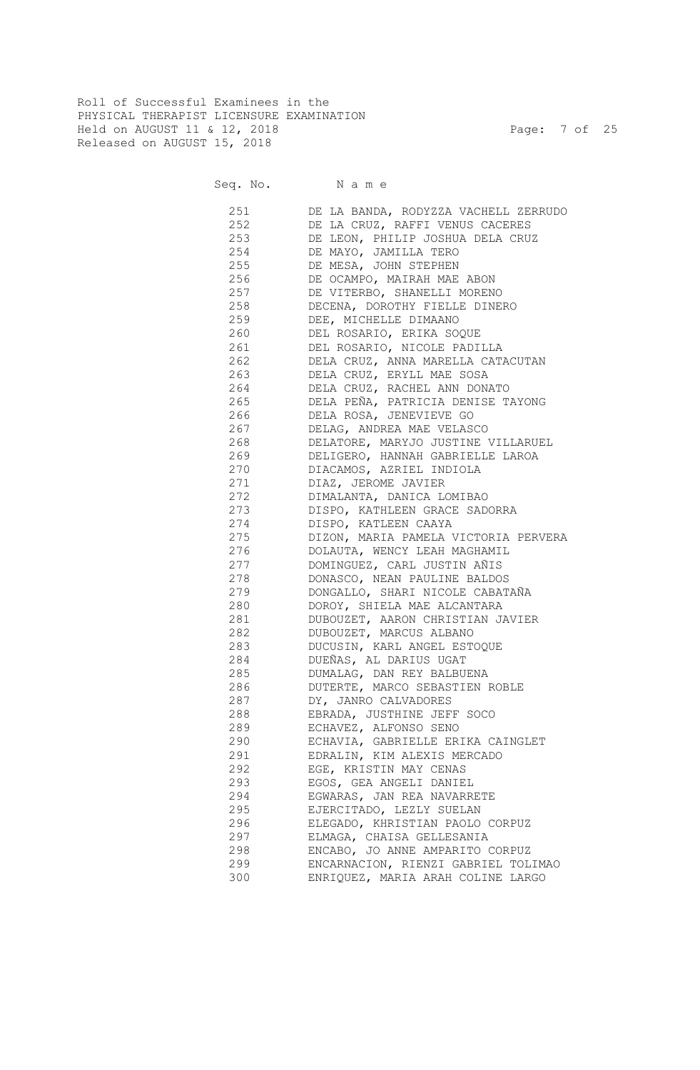Roll of Successful Examinees in the
PHYSICAL THERAPIST LICENSURE EXAMINATION
Held on AUGUST 11 & 12, 2018
Released on AUGUST 15, 2018

| Seq. No. | Name |
|---|---|
| 251 | DE LA BANDA, RODYZZA VACHELL ZERRUDO |
| 252 | DE LA CRUZ, RAFFI VENUS CACERES |
| 253 | DE LEON, PHILIP JOSHUA DELA CRUZ |
| 254 | DE MAYO, JAMILLA TERO |
| 255 | DE MESA, JOHN STEPHEN |
| 256 | DE OCAMPO, MAIRAH MAE ABON |
| 257 | DE VITERBO, SHANELLI MORENO |
| 258 | DECENA, DOROTHY FIELLE DINERO |
| 259 | DEE, MICHELLE DIMAANO |
| 260 | DEL ROSARIO, ERIKA SOQUE |
| 261 | DEL ROSARIO, NICOLE PADILLA |
| 262 | DELA CRUZ, ANNA MARELLA CATACUTAN |
| 263 | DELA CRUZ, ERYLL MAE SOSA |
| 264 | DELA CRUZ, RACHEL ANN DONATO |
| 265 | DELA PEÑA, PATRICIA DENISE TAYONG |
| 266 | DELA ROSA, JENEVIEVE GO |
| 267 | DELAG, ANDREA MAE VELASCO |
| 268 | DELATORE, MARYJO JUSTINE VILLARUEL |
| 269 | DELIGERO, HANNAH GABRIELLE LAROA |
| 270 | DIACAMOS, AZRIEL INDIOLA |
| 271 | DIAZ, JEROME JAVIER |
| 272 | DIMALANTA, DANICA LOMIBAO |
| 273 | DISPO, KATHLEEN GRACE SADORRA |
| 274 | DISPO, KATLEEN CAAYA |
| 275 | DIZON, MARIA PAMELA VICTORIA PERVERA |
| 276 | DOLAUTA, WENCY LEAH MAGHAMIL |
| 277 | DOMINGUEZ, CARL JUSTIN AÑIS |
| 278 | DONASCO, NEAN PAULINE BALDOS |
| 279 | DONGALLO, SHARI NICOLE CABATAÑA |
| 280 | DOROY, SHIELA MAE ALCANTARA |
| 281 | DUBOUZET, AARON CHRISTIAN JAVIER |
| 282 | DUBOUZET, MARCUS ALBANO |
| 283 | DUCUSIN, KARL ANGEL ESTOQUE |
| 284 | DUEÑAS, AL DARIUS UGAT |
| 285 | DUMALAG, DAN REY BALBUENA |
| 286 | DUTERTE, MARCO SEBASTIEN ROBLE |
| 287 | DY, JANRO CALVADORES |
| 288 | EBRADA, JUSTHINE JEFF SOCO |
| 289 | ECHAVEZ, ALFONSO SENO |
| 290 | ECHAVIA, GABRIELLE ERIKA CAINGLET |
| 291 | EDRALIN, KIM ALEXIS MERCADO |
| 292 | EGE, KRISTIN MAY CENAS |
| 293 | EGOS, GEA ANGELI DANIEL |
| 294 | EGWARAS, JAN REA NAVARRETE |
| 295 | EJERCITADO, LEZLY SUELAN |
| 296 | ELEGADO, KHRISTIAN PAOLO CORPUZ |
| 297 | ELMAGA, CHAISA GELLESANIA |
| 298 | ENCABO, JO ANNE AMPARITO CORPUZ |
| 299 | ENCARNACION, RIENZI GABRIEL TOLIMAO |
| 300 | ENRIQUEZ, MARIA ARAH COLINE LARGO |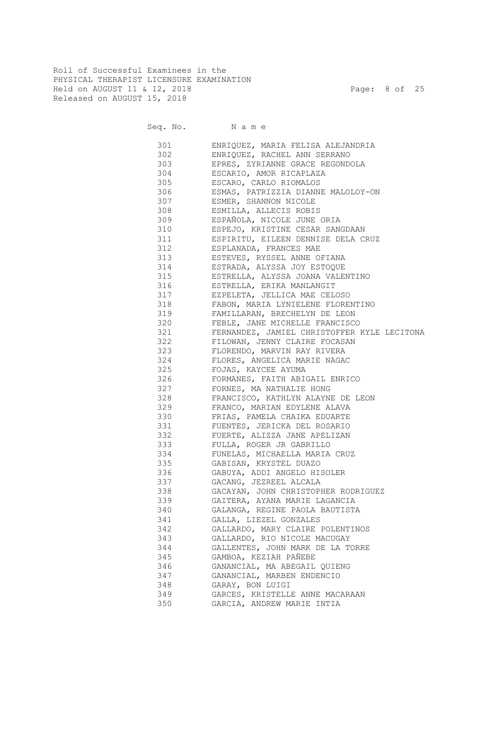Roll of Successful Examinees in the
PHYSICAL THERAPIST LICENSURE EXAMINATION
Held on AUGUST 11 & 12, 2018
Released on AUGUST 15, 2018

| Seq. No. | Name |
|---|---|
| 301 | ENRIQUEZ, MARIA FELISA ALEJANDRIA |
| 302 | ENRIQUEZ, RACHEL ANN SERRANO |
| 303 | EPRES, ZYRIANNE GRACE REGONDOLA |
| 304 | ESCARIO, AMOR RICAPLAZA |
| 305 | ESCARO, CARLO RIOMALOS |
| 306 | ESMAS, PATRIZZIA DIANNE MALOLOY-ON |
| 307 | ESMER, SHANNON NICOLE |
| 308 | ESMILLA, ALLECIS ROBIS |
| 309 | ESPAÑOLA, NICOLE JUNE ORIA |
| 310 | ESPEJO, KRISTINE CESAR SANGDAAN |
| 311 | ESPIRITU, EILEEN DENNISE DELA CRUZ |
| 312 | ESPLANADA, FRANCES MAE |
| 313 | ESTEVES, RYSSEL ANNE OFIANA |
| 314 | ESTRADA, ALYSSA JOY ESTOQUE |
| 315 | ESTRELLA, ALYSSA JOANA VALENTINO |
| 316 | ESTRELLA, ERIKA MANLANGIT |
| 317 | EZPELETA, JELLICA MAE CELOSO |
| 318 | FABON, MARIA LYNIELENE FLORENTINO |
| 319 | FAMILLARAN, BRECHELYN DE LEON |
| 320 | FEBLE, JANE MICHELLE FRANCISCO |
| 321 | FERNANDEZ, JAMIEL CHRISTOFFER KYLE LECITONA |
| 322 | FILOWAN, JENNY CLAIRE FOCASAN |
| 323 | FLORENDO, MARVIN RAY RIVERA |
| 324 | FLORES, ANGELICA MARIE NAGAC |
| 325 | FOJAS, KAYCEE AYUMA |
| 326 | FORMANES, FAITH ABIGAIL ENRICO |
| 327 | FORNES, MA NATHALIE HONG |
| 328 | FRANCISCO, KATHLYN ALAYNE DE LEON |
| 329 | FRANCO, MARIAN EDYLENE ALAVA |
| 330 | FRIAS, PAMELA CHAIKA EDUARTE |
| 331 | FUENTES, JERICKA DEL ROSARIO |
| 332 | FUERTE, ALIZZA JANE APELIZAN |
| 333 | FULLA, ROGER JR GABRILLO |
| 334 | FUNELAS, MICHAELLA MARIA CRUZ |
| 335 | GABISAN, KRYSTEL DUAZO |
| 336 | GABUYA, ADDI ANGELO HISOLER |
| 337 | GACANG, JEZREEL ALCALA |
| 338 | GACAYAN, JOHN CHRISTOPHER RODRIGUEZ |
| 339 | GAITERA, AYANA MARIE LAGANCIA |
| 340 | GALANGA, REGINE PAOLA BAUTISTA |
| 341 | GALLA, LIEZEL GONZALES |
| 342 | GALLARDO, MARY CLAIRE POLENTINOS |
| 343 | GALLARDO, RIO NICOLE MACUGAY |
| 344 | GALLENTES, JOHN MARK DE LA TORRE |
| 345 | GAMBOA, KEZIAH PAÑEBE |
| 346 | GANANCIAL, MA ABEGAIL QUIENG |
| 347 | GANANCIAL, MARBEN ENDENCIO |
| 348 | GARAY, BON LUIGI |
| 349 | GARCES, KRISTELLE ANNE MACARAAN |
| 350 | GARCIA, ANDREW MARIE INTIA |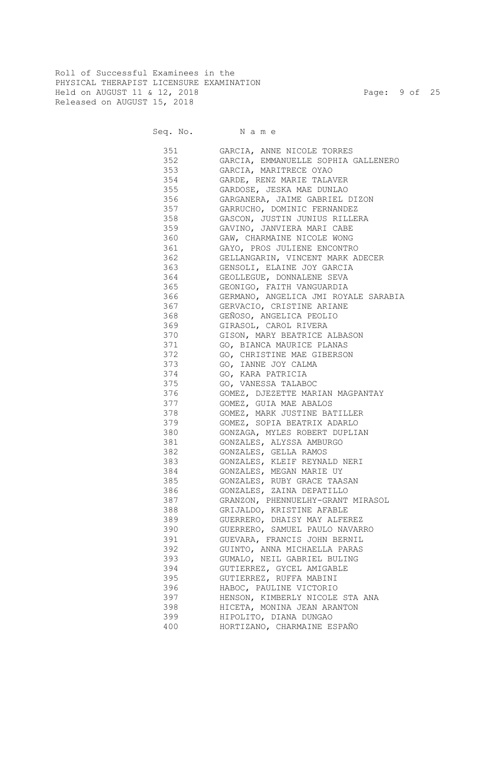Roll of Successful Examinees in the
PHYSICAL THERAPIST LICENSURE EXAMINATION
Held on AUGUST 11 & 12, 2018
Released on AUGUST 15, 2018

| Seq. No. | N a m e |
|---|---|
| 351 | GARCIA, ANNE NICOLE TORRES |
| 352 | GARCIA, EMMANUELLE SOPHIA GALLENERO |
| 353 | GARCIA, MARITRECE OYAO |
| 354 | GARDE, RENZ MARIE TALAVER |
| 355 | GARDOSE, JESKA MAE DUNLAO |
| 356 | GARGANERA, JAIME GABRIEL DIZON |
| 357 | GARRUCHO, DOMINIC FERNANDEZ |
| 358 | GASCON, JUSTIN JUNIUS RILLERA |
| 359 | GAVINO, JANVIERA MARI CABE |
| 360 | GAW, CHARMAINE NICOLE WONG |
| 361 | GAYO, PROS JULIENE ENCONTRO |
| 362 | GELLANGARIN, VINCENT MARK ADECER |
| 363 | GENSOLI, ELAINE JOY GARCIA |
| 364 | GEOLLEGUE, DONNALENE SEVA |
| 365 | GEONIGO, FAITH VANGUARDIA |
| 366 | GERMANO, ANGELICA JMI ROYALE SARABIA |
| 367 | GERVACIO, CRISTINE ARIANE |
| 368 | GEÑOSO, ANGELICA PEOLIO |
| 369 | GIRASOL, CAROL RIVERA |
| 370 | GISON, MARY BEATRICE ALBASON |
| 371 | GO, BIANCA MAURICE PLANAS |
| 372 | GO, CHRISTINE MAE GIBERSON |
| 373 | GO, IANNE JOY CALMA |
| 374 | GO, KARA PATRICIA |
| 375 | GO, VANESSA TALABOC |
| 376 | GOMEZ, DJEZETTE MARIAN MAGPANTAY |
| 377 | GOMEZ, GUIA MAE ABALOS |
| 378 | GOMEZ, MARK JUSTINE BATILLER |
| 379 | GOMEZ, SOPIA BEATRIX ADARLO |
| 380 | GONZAGA, MYLES ROBERT DUPLIAN |
| 381 | GONZALES, ALYSSA AMBURGO |
| 382 | GONZALES, GELLA RAMOS |
| 383 | GONZALES, KLEIF REYNALD NERI |
| 384 | GONZALES, MEGAN MARIE UY |
| 385 | GONZALES, RUBY GRACE TAASAN |
| 386 | GONZALES, ZAINA DEPATILLO |
| 387 | GRANZON, PHENNUELHY-GRANT MIRASOL |
| 388 | GRIJALDO, KRISTINE AFABLE |
| 389 | GUERRERO, DHAISY MAY ALFEREZ |
| 390 | GUERRERO, SAMUEL PAULO NAVARRO |
| 391 | GUEVARA, FRANCIS JOHN BERNIL |
| 392 | GUINTO, ANNA MICHAELLA PARAS |
| 393 | GUMALO, NEIL GABRIEL BULING |
| 394 | GUTIERREZ, GYCEL AMIGABLE |
| 395 | GUTIERREZ, RUFFA MABINI |
| 396 | HABOC, PAULINE VICTORIO |
| 397 | HENSON, KIMBERLY NICOLE STA ANA |
| 398 | HICETA, MONINA JEAN ARANTON |
| 399 | HIPOLITO, DIANA DUNGAO |
| 400 | HORTIZANO, CHARMAINE ESPAÑO |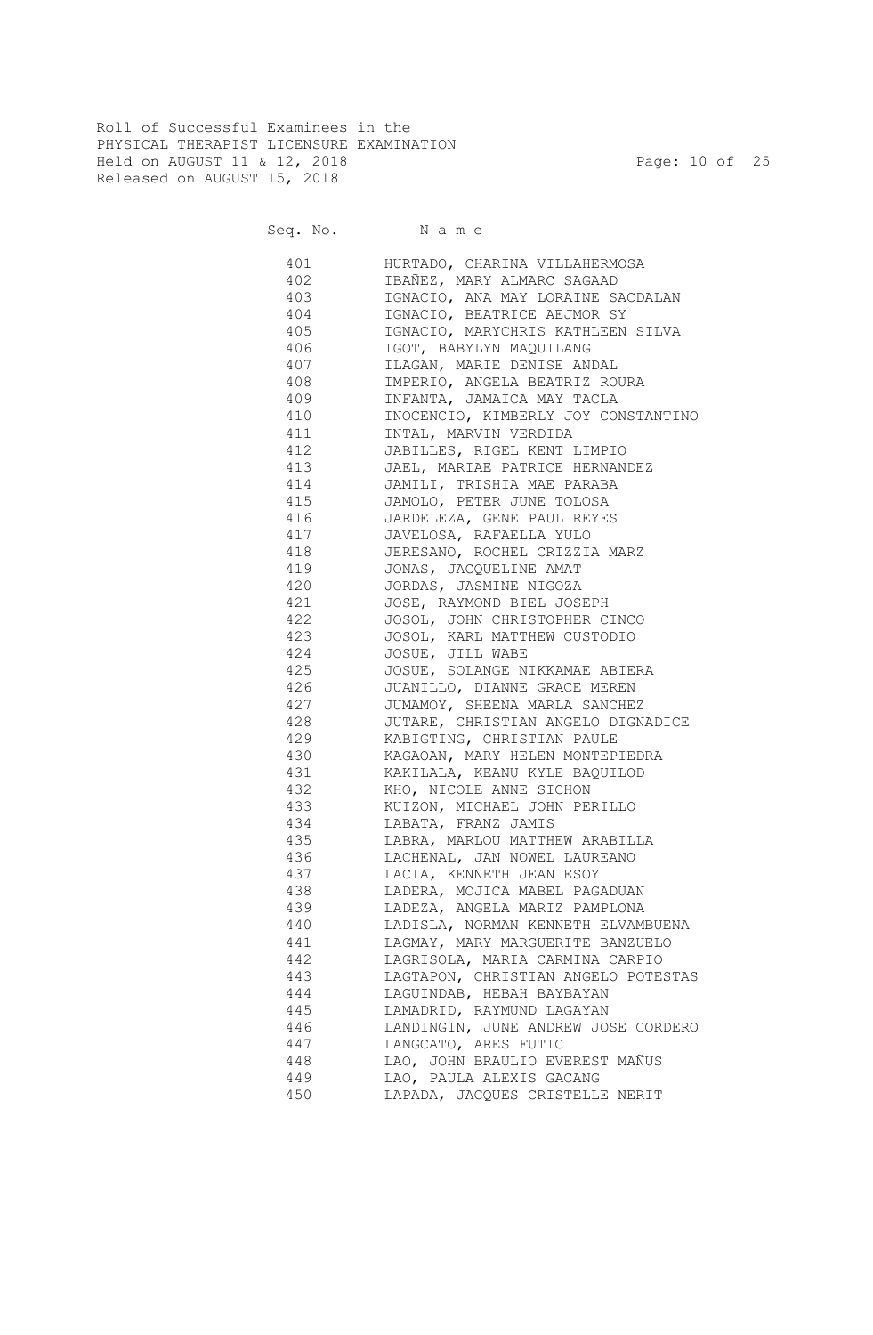Roll of Successful Examinees in the
PHYSICAL THERAPIST LICENSURE EXAMINATION
Held on AUGUST 11 & 12, 2018
Released on AUGUST 15, 2018

| Seq. No. | Name |
|---|---|
| 401 | HURTADO, CHARINA VILLAHERMOSA |
| 402 | IBAÑEZ, MARY ALMARC SAGAAD |
| 403 | IGNACIO, ANA MAY LORAINE SACDALAN |
| 404 | IGNACIO, BEATRICE AEJMOR SY |
| 405 | IGNACIO, MARYCHRIS KATHLEEN SILVA |
| 406 | IGOT, BABYLYN MAQUILANG |
| 407 | ILAGAN, MARIE DENISE ANDAL |
| 408 | IMPERIO, ANGELA BEATRIZ ROURA |
| 409 | INFANTA, JAMAICA MAY TACLA |
| 410 | INOCENCIO, KIMBERLY JOY CONSTANTINO |
| 411 | INTAL, MARVIN VERDIDA |
| 412 | JABILLES, RIGEL KENT LIMPIO |
| 413 | JAEL, MARIAE PATRICE HERNANDEZ |
| 414 | JAMILI, TRISHIA MAE PARABA |
| 415 | JAMOLO, PETER JUNE TOLOSA |
| 416 | JARDELEZA, GENE PAUL REYES |
| 417 | JAVELOSA, RAFAELLA YULO |
| 418 | JERESANO, ROCHEL CRIZZIA MARZ |
| 419 | JONAS, JACQUELINE AMAT |
| 420 | JORDAS, JASMINE NIGOZA |
| 421 | JOSE, RAYMOND BIEL JOSEPH |
| 422 | JOSOL, JOHN CHRISTOPHER CINCO |
| 423 | JOSOL, KARL MATTHEW CUSTODIO |
| 424 | JOSUE, JILL WABE |
| 425 | JOSUE, SOLANGE NIKKAMAE ABIERA |
| 426 | JUANILLO, DIANNE GRACE MEREN |
| 427 | JUMAMOY, SHEENA MARLA SANCHEZ |
| 428 | JUTARE, CHRISTIAN ANGELO DIGNADICE |
| 429 | KABIGTING, CHRISTIAN PAULE |
| 430 | KAGAOAN, MARY HELEN MONTEPIEDRA |
| 431 | KAKILALA, KEANU KYLE BAQUILOD |
| 432 | KHO, NICOLE ANNE SICHON |
| 433 | KUIZON, MICHAEL JOHN PERILLO |
| 434 | LABATA, FRANZ JAMIS |
| 435 | LABRA, MARLOU MATTHEW ARABILLA |
| 436 | LACHENAL, JAN NOWEL LAUREANO |
| 437 | LACIA, KENNETH JEAN ESOY |
| 438 | LADERA, MOJICA MABEL PAGADUAN |
| 439 | LADEZA, ANGELA MARIZ PAMPLONA |
| 440 | LADISLA, NORMAN KENNETH ELVAMBUENA |
| 441 | LAGMAY, MARY MARGUERITE BANZUELO |
| 442 | LAGRISOLA, MARIA CARMINA CARPIO |
| 443 | LAGTAPON, CHRISTIAN ANGELO POTESTAS |
| 444 | LAGUINDAB, HEBAH BAYBAYAN |
| 445 | LAMADRID, RAYMUND LAGAYAN |
| 446 | LANDINGIN, JUNE ANDREW JOSE CORDERO |
| 447 | LANGCATO, ARES FUTIC |
| 448 | LAO, JOHN BRAULIO EVEREST MAÑUS |
| 449 | LAO, PAULA ALEXIS GACANG |
| 450 | LAPADA, JACQUES CRISTELLE NERIT |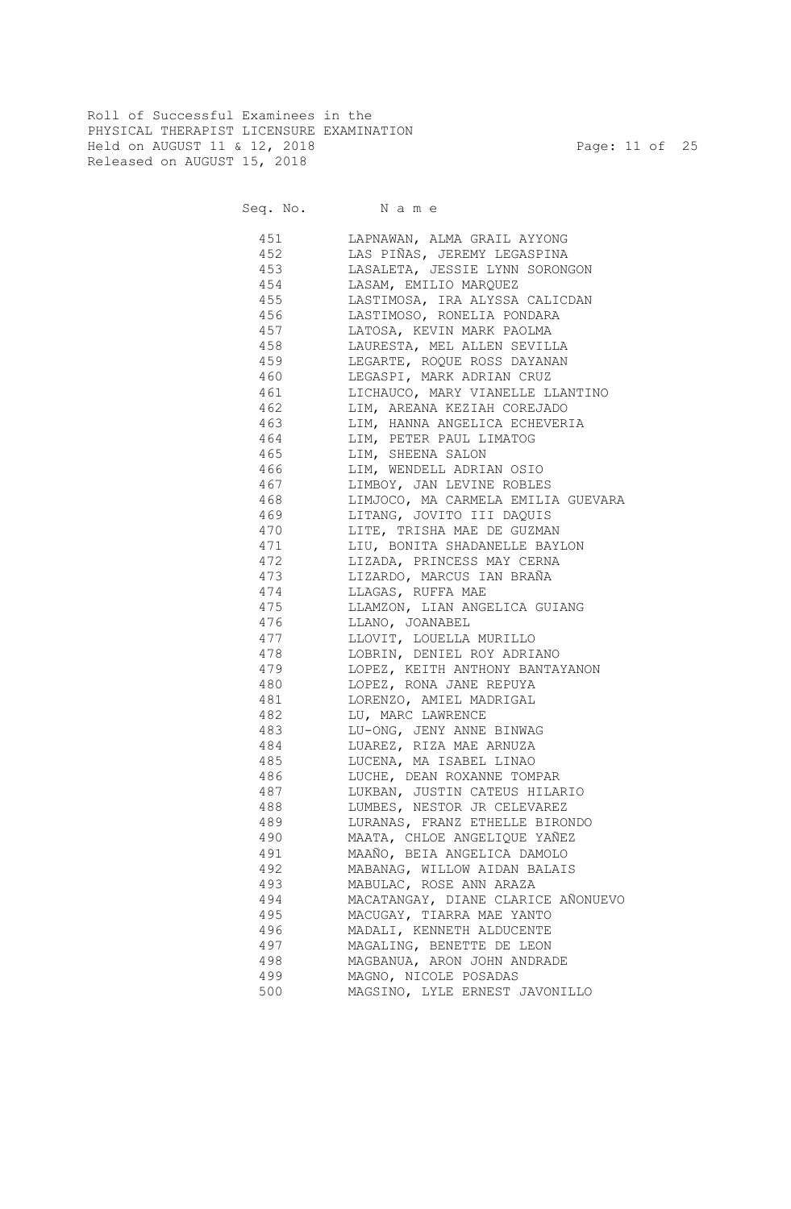Roll of Successful Examinees in the
PHYSICAL THERAPIST LICENSURE EXAMINATION
Held on AUGUST 11 & 12, 2018
Released on AUGUST 15, 2018

| Seq. No. | N a m e |
| --- | --- |
| 451 | LAPNAWAN, ALMA GRAIL AYYONG |
| 452 | LAS PIÑAS, JEREMY LEGASPINA |
| 453 | LASALETA, JESSIE LYNN SORONGON |
| 454 | LASAM, EMILIO MARQUEZ |
| 455 | LASTIMOSA, IRA ALYSSA CALICDAN |
| 456 | LASTIMOSO, RONELIA PONDARA |
| 457 | LATOSA, KEVIN MARK PAOLMA |
| 458 | LAURESTA, MEL ALLEN SEVILLA |
| 459 | LEGARTE, ROQUE ROSS DAYANAN |
| 460 | LEGASPI, MARK ADRIAN CRUZ |
| 461 | LICHAUCO, MARY VIANELLE LLANTINO |
| 462 | LIM, AREANA KEZIAH COREJADO |
| 463 | LIM, HANNA ANGELICA ECHEVERIA |
| 464 | LIM, PETER PAUL LIMATOG |
| 465 | LIM, SHEENA SALON |
| 466 | LIM, WENDELL ADRIAN OSIO |
| 467 | LIMBOY, JAN LEVINE ROBLES |
| 468 | LIMJOCO, MA CARMELA EMILIA GUEVARA |
| 469 | LITANG, JOVITO III DAQUIS |
| 470 | LITE, TRISHA MAE DE GUZMAN |
| 471 | LIU, BONITA SHADANELLE BAYLON |
| 472 | LIZADA, PRINCESS MAY CERNA |
| 473 | LIZARDO, MARCUS IAN BRAÑA |
| 474 | LLAGAS, RUFFA MAE |
| 475 | LLAMZON, LIAN ANGELICA GUIANG |
| 476 | LLANO, JOANABEL |
| 477 | LLOVIT, LOUELLA MURILLO |
| 478 | LOBRIN, DENIEL ROY ADRIANO |
| 479 | LOPEZ, KEITH ANTHONY BANTAYANON |
| 480 | LOPEZ, RONA JANE REPUYA |
| 481 | LORENZO, AMIEL MADRIGAL |
| 482 | LU, MARC LAWRENCE |
| 483 | LU-ONG, JENY ANNE BINWAG |
| 484 | LUAREZ, RIZA MAE ARNUZA |
| 485 | LUCENA, MA ISABEL LINAO |
| 486 | LUCHE, DEAN ROXANNE TOMPAR |
| 487 | LUKBAN, JUSTIN CATEUS HILARIO |
| 488 | LUMBES, NESTOR JR CELEVAREZ |
| 489 | LURANAS, FRANZ ETHELLE BIRONDO |
| 490 | MAATA, CHLOE ANGELIQUE YAÑEZ |
| 491 | MAAÑO, BEIA ANGELICA DAMOLO |
| 492 | MABANAG, WILLOW AIDAN BALAIS |
| 493 | MABULAC, ROSE ANN ARAZA |
| 494 | MACATANGAY, DIANE CLARICE AÑONUEVO |
| 495 | MACUGAY, TIARRA MAE YANTO |
| 496 | MADALI, KENNETH ALDUCENTE |
| 497 | MAGALING, BENETTE DE LEON |
| 498 | MAGBANUA, ARON JOHN ANDRADE |
| 499 | MAGNO, NICOLE POSADAS |
| 500 | MAGSINO, LYLE ERNEST JAVONILLO |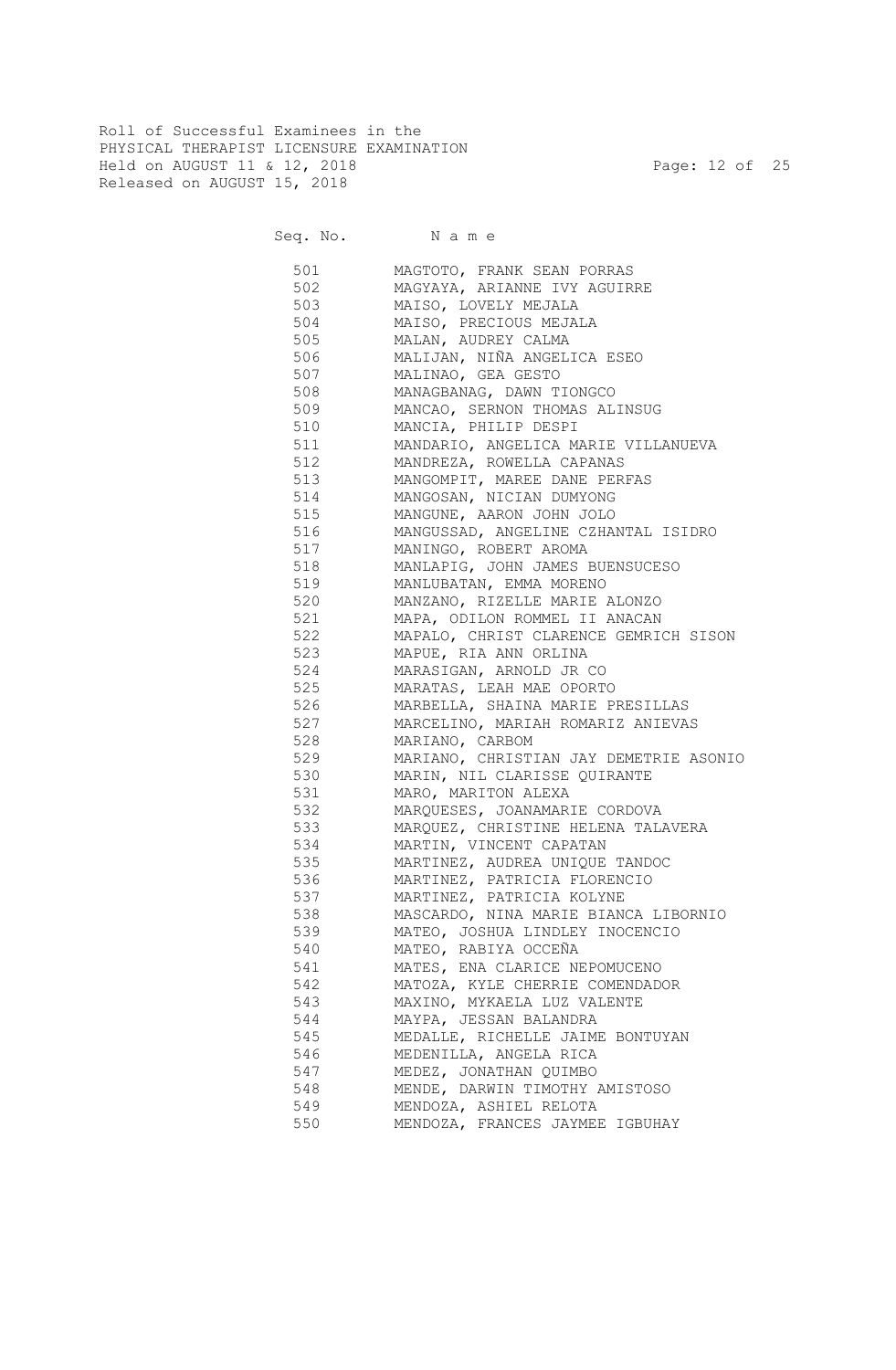Roll of Successful Examinees in the
PHYSICAL THERAPIST LICENSURE EXAMINATION
Held on AUGUST 11 & 12, 2018
Released on AUGUST 15, 2018

| Seq. No. | N a m e |
|---|---|
| 501 | MAGTOTO, FRANK SEAN PORRAS |
| 502 | MAGYAYA, ARIANNE IVY AGUIRRE |
| 503 | MAISO, LOVELY MEJALA |
| 504 | MAISO, PRECIOUS MEJALA |
| 505 | MALAN, AUDREY CALMA |
| 506 | MALIJAN, NIÑA ANGELICA ESEO |
| 507 | MALINAO, GEA GESTO |
| 508 | MANAGBANAG, DAWN TIONGCO |
| 509 | MANCAO, SERNON THOMAS ALINSUG |
| 510 | MANCIA, PHILIP DESPI |
| 511 | MANDARIO, ANGELICA MARIE VILLANUEVA |
| 512 | MANDREZA, ROWELLA CAPANAS |
| 513 | MANGOMPIT, MAREE DANE PERFAS |
| 514 | MANGOSAN, NICIAN DUMYONG |
| 515 | MANGUNE, AARON JOHN JOLO |
| 516 | MANGUSSAD, ANGELINE CZHANTAL ISIDRO |
| 517 | MANINGO, ROBERT AROMA |
| 518 | MANLAPIG, JOHN JAMES BUENSUCESO |
| 519 | MANLUBATAN, EMMA MORENO |
| 520 | MANZANO, RIZELLE MARIE ALONZO |
| 521 | MAPA, ODILON ROMMEL II ANACAN |
| 522 | MAPALO, CHRIST CLARENCE GEMRICH SISON |
| 523 | MAPUE, RIA ANN ORLINA |
| 524 | MARASIGAN, ARNOLD JR CO |
| 525 | MARATAS, LEAH MAE OPORTO |
| 526 | MARBELLA, SHAINA MARIE PRESILLAS |
| 527 | MARCELINO, MARIAH ROMARIZ ANIEVAS |
| 528 | MARIANO, CARBOM |
| 529 | MARIANO, CHRISTIAN JAY DEMETRIE ASONIO |
| 530 | MARIN, NIL CLARISSE QUIRANTE |
| 531 | MARO, MARITON ALEXA |
| 532 | MARQUESES, JOANAMARIE CORDOVA |
| 533 | MARQUEZ, CHRISTINE HELENA TALAVERA |
| 534 | MARTIN, VINCENT CAPATAN |
| 535 | MARTINEZ, AUDREA UNIQUE TANDOC |
| 536 | MARTINEZ, PATRICIA FLORENCIO |
| 537 | MARTINEZ, PATRICIA KOLYNE |
| 538 | MASCARDO, NINA MARIE BIANCA LIBORNIO |
| 539 | MATEO, JOSHUA LINDLEY INOCENCIO |
| 540 | MATEO, RABIYA OCCEÑA |
| 541 | MATES, ENA CLARICE NEPOMUCENO |
| 542 | MATOZA, KYLE CHERRIE COMENDADOR |
| 543 | MAXINO, MYKAELA LUZ VALENTE |
| 544 | MAYPA, JESSAN BALANDRA |
| 545 | MEDALLE, RICHELLE JAIME BONTUYAN |
| 546 | MEDENILLA, ANGELA RICA |
| 547 | MEDEZ, JONATHAN QUIMBO |
| 548 | MENDE, DARWIN TIMOTHY AMISTOSO |
| 549 | MENDOZA, ASHIEL RELOTA |
| 550 | MENDOZA, FRANCES JAYMEE IGBUHAY |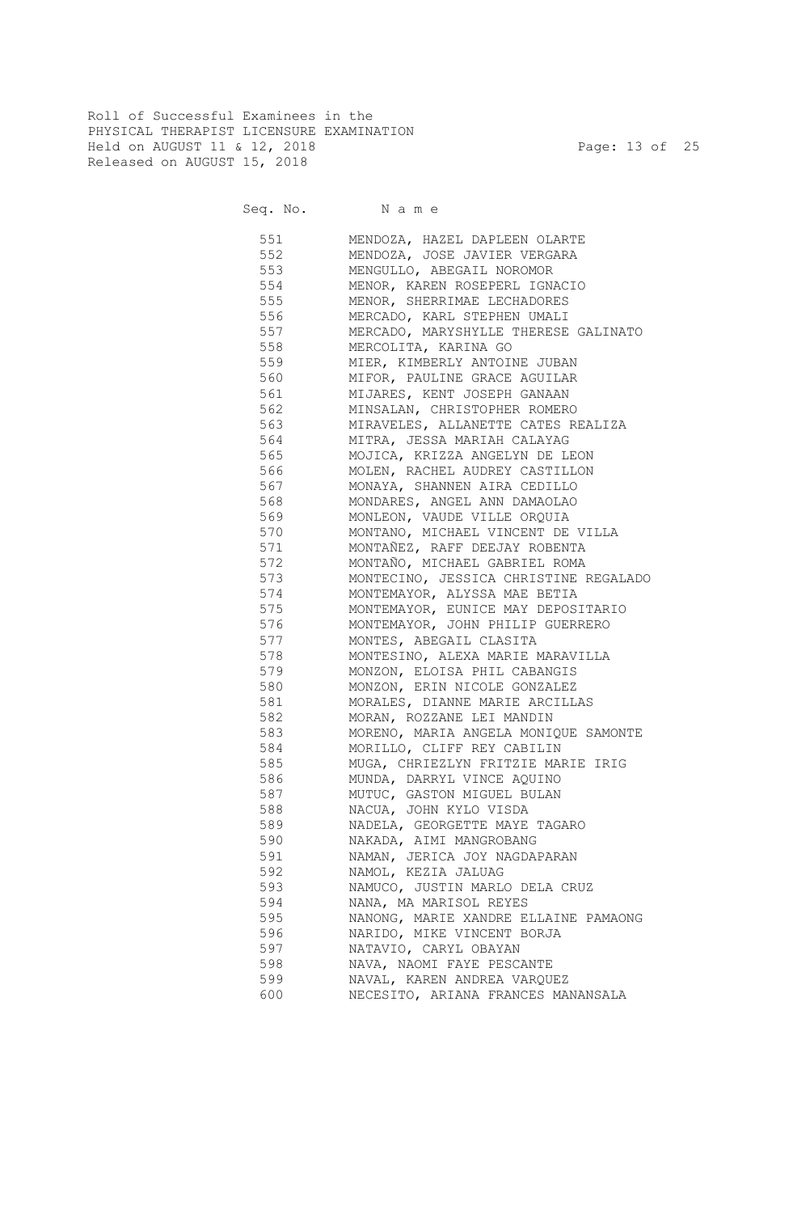Roll of Successful Examinees in the
PHYSICAL THERAPIST LICENSURE EXAMINATION
Held on AUGUST 11 & 12, 2018
Released on AUGUST 15, 2018

| Seq. No. | N a m e |
|---|---|
| 551 | MENDOZA, HAZEL DAPLEEN OLARTE |
| 552 | MENDOZA, JOSE JAVIER VERGARA |
| 553 | MENGULLO, ABEGAIL NOROMOR |
| 554 | MENOR, KAREN ROSEPERL IGNACIO |
| 555 | MENOR, SHERRIMAE LECHADORES |
| 556 | MERCADO, KARL STEPHEN UMALI |
| 557 | MERCADO, MARYSHYLLE THERESE GALINATO |
| 558 | MERCOLITA, KARINA GO |
| 559 | MIER, KIMBERLY ANTOINE JUBAN |
| 560 | MIFOR, PAULINE GRACE AGUILAR |
| 561 | MIJARES, KENT JOSEPH GANAAN |
| 562 | MINSALAN, CHRISTOPHER ROMERO |
| 563 | MIRAVELES, ALLANETTE CATES REALIZA |
| 564 | MITRA, JESSA MARIAH CALAYAG |
| 565 | MOJICA, KRIZZA ANGELYN DE LEON |
| 566 | MOLEN, RACHEL AUDREY CASTILLON |
| 567 | MONAYA, SHANNEN AIRA CEDILLO |
| 568 | MONDARES, ANGEL ANN DAMAOLAO |
| 569 | MONLEON, VAUDE VILLE ORQUIA |
| 570 | MONTANO, MICHAEL VINCENT DE VILLA |
| 571 | MONTAÑEZ, RAFF DEEJAY ROBENTA |
| 572 | MONTAÑO, MICHAEL GABRIEL ROMA |
| 573 | MONTECINO, JESSICA CHRISTINE REGALADO |
| 574 | MONTEMAYOR, ALYSSA MAE BETIA |
| 575 | MONTEMAYOR, EUNICE MAY DEPOSITARIO |
| 576 | MONTEMAYOR, JOHN PHILIP GUERRERO |
| 577 | MONTES, ABEGAIL CLASITA |
| 578 | MONTESINO, ALEXA MARIE MARAVILLA |
| 579 | MONZON, ELOISA PHIL CABANGIS |
| 580 | MONZON, ERIN NICOLE GONZALEZ |
| 581 | MORALES, DIANNE MARIE ARCILLAS |
| 582 | MORAN, ROZZANE LEI MANDIN |
| 583 | MORENO, MARIA ANGELA MONIQUE SAMONTE |
| 584 | MORILLO, CLIFF REY CABILIN |
| 585 | MUGA, CHRIEZLYN FRITZIE MARIE IRIG |
| 586 | MUNDA, DARRYL VINCE AQUINO |
| 587 | MUTUC, GASTON MIGUEL BULAN |
| 588 | NACUA, JOHN KYLO VISDA |
| 589 | NADELA, GEORGETTE MAYE TAGARO |
| 590 | NAKADA, AIMI MANGROBANG |
| 591 | NAMAN, JERICA JOY NAGDAPARAN |
| 592 | NAMOL, KEZIA JALUAG |
| 593 | NAMUCO, JUSTIN MARLO DELA CRUZ |
| 594 | NANA, MA MARISOL REYES |
| 595 | NANONG, MARIE XANDRE ELLAINE PAMAONG |
| 596 | NARIDO, MIKE VINCENT BORJA |
| 597 | NATAVIO, CARYL OBAYAN |
| 598 | NAVA, NAOMI FAYE PESCANTE |
| 599 | NAVAL, KAREN ANDREA VARQUEZ |
| 600 | NECESITO, ARIANA FRANCES MANANSALA |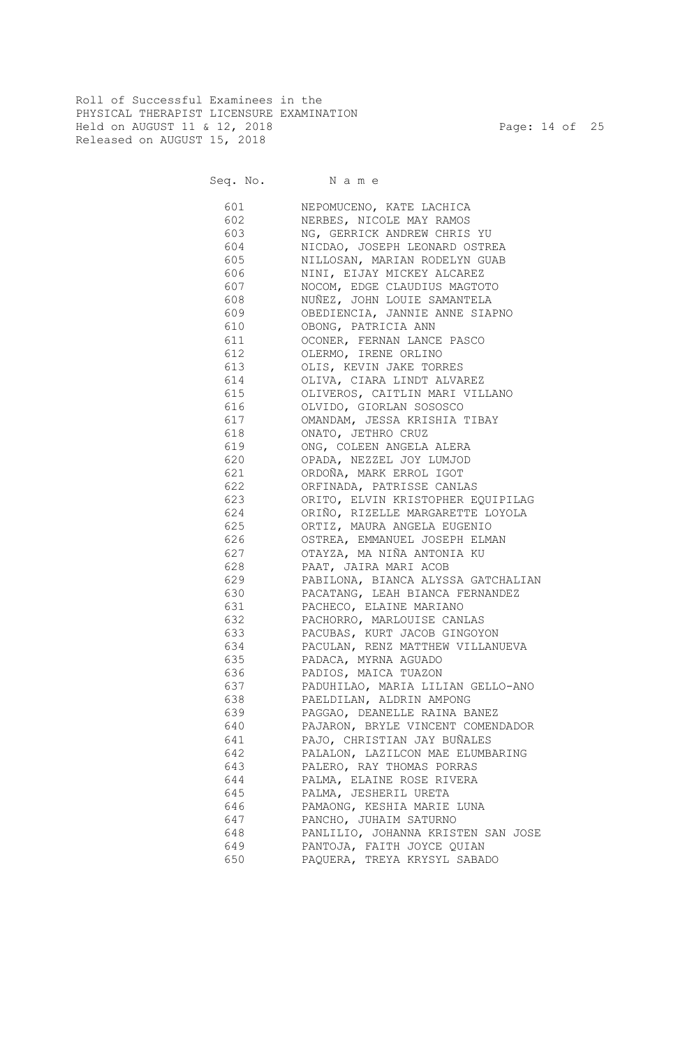Roll of Successful Examinees in the
PHYSICAL THERAPIST LICENSURE EXAMINATION
Held on AUGUST 11 & 12, 2018
Released on AUGUST 15, 2018

| Seq. No. | N a m e |
|---|---|
| 601 | NEPOMUCENO, KATE LACHICA |
| 602 | NERBES, NICOLE MAY RAMOS |
| 603 | NG, GERRICK ANDREW CHRIS YU |
| 604 | NICDAO, JOSEPH LEONARD OSTREA |
| 605 | NILLOSAN, MARIAN RODELYN GUAB |
| 606 | NINI, EIJAY MICKEY ALCAREZ |
| 607 | NOCOM, EDGE CLAUDIUS MAGTOTO |
| 608 | NUÑEZ, JOHN LOUIE SAMANTELA |
| 609 | OBEDIENCIA, JANNIE ANNE SIAPNO |
| 610 | OBONG, PATRICIA ANN |
| 611 | OCONER, FERNAN LANCE PASCO |
| 612 | OLERMO, IRENE ORLINO |
| 613 | OLIS, KEVIN JAKE TORRES |
| 614 | OLIVA, CIARA LINDT ALVAREZ |
| 615 | OLIVEROS, CAITLIN MARI VILLANO |
| 616 | OLVIDO, GIORLAN SOSOSCO |
| 617 | OMANDAM, JESSA KRISHIA TIBAY |
| 618 | ONATO, JETHRO CRUZ |
| 619 | ONG, COLEEN ANGELA ALERA |
| 620 | OPADA, NEZZEL JOY LUMJOD |
| 621 | ORDOÑA, MARK ERROL IGOT |
| 622 | ORFINADA, PATRISSE CANLAS |
| 623 | ORITO, ELVIN KRISTOPHER EQUIPILAG |
| 624 | ORIÑO, RIZELLE MARGARETTE LOYOLA |
| 625 | ORTIZ, MAURA ANGELA EUGENIO |
| 626 | OSTREA, EMMANUEL JOSEPH ELMAN |
| 627 | OTAYZA, MA NIÑA ANTONIA KU |
| 628 | PAAT, JAIRA MARI ACOB |
| 629 | PABILONA, BIANCA ALYSSA GATCHALIAN |
| 630 | PACATANG, LEAH BIANCA FERNANDEZ |
| 631 | PACHECO, ELAINE MARIANO |
| 632 | PACHORRO, MARLOUISE CANLAS |
| 633 | PACUBAS, KURT JACOB GINGOYON |
| 634 | PACULAN, RENZ MATTHEW VILLANUEVA |
| 635 | PADACA, MYRNA AGUADO |
| 636 | PADIOS, MAICA TUAZON |
| 637 | PADUHILAO, MARIA LILIAN GELLO-ANO |
| 638 | PAELDILAN, ALDRIN AMPONG |
| 639 | PAGGAO, DEANELLE RAINA BANEZ |
| 640 | PAJARON, BRYLE VINCENT COMENDADOR |
| 641 | PAJO, CHRISTIAN JAY BUÑALES |
| 642 | PALALON, LAZILCON MAE ELUMBARING |
| 643 | PALERO, RAY THOMAS PORRAS |
| 644 | PALMA, ELAINE ROSE RIVERA |
| 645 | PALMA, JESHERIL URETA |
| 646 | PAMAONG, KESHIA MARIE LUNA |
| 647 | PANCHO, JUHAIM SATURNO |
| 648 | PANLILIO, JOHANNA KRISTEN SAN JOSE |
| 649 | PANTOJA, FAITH JOYCE QUIAN |
| 650 | PAQUERA, TREYA KRYSYL SABADO |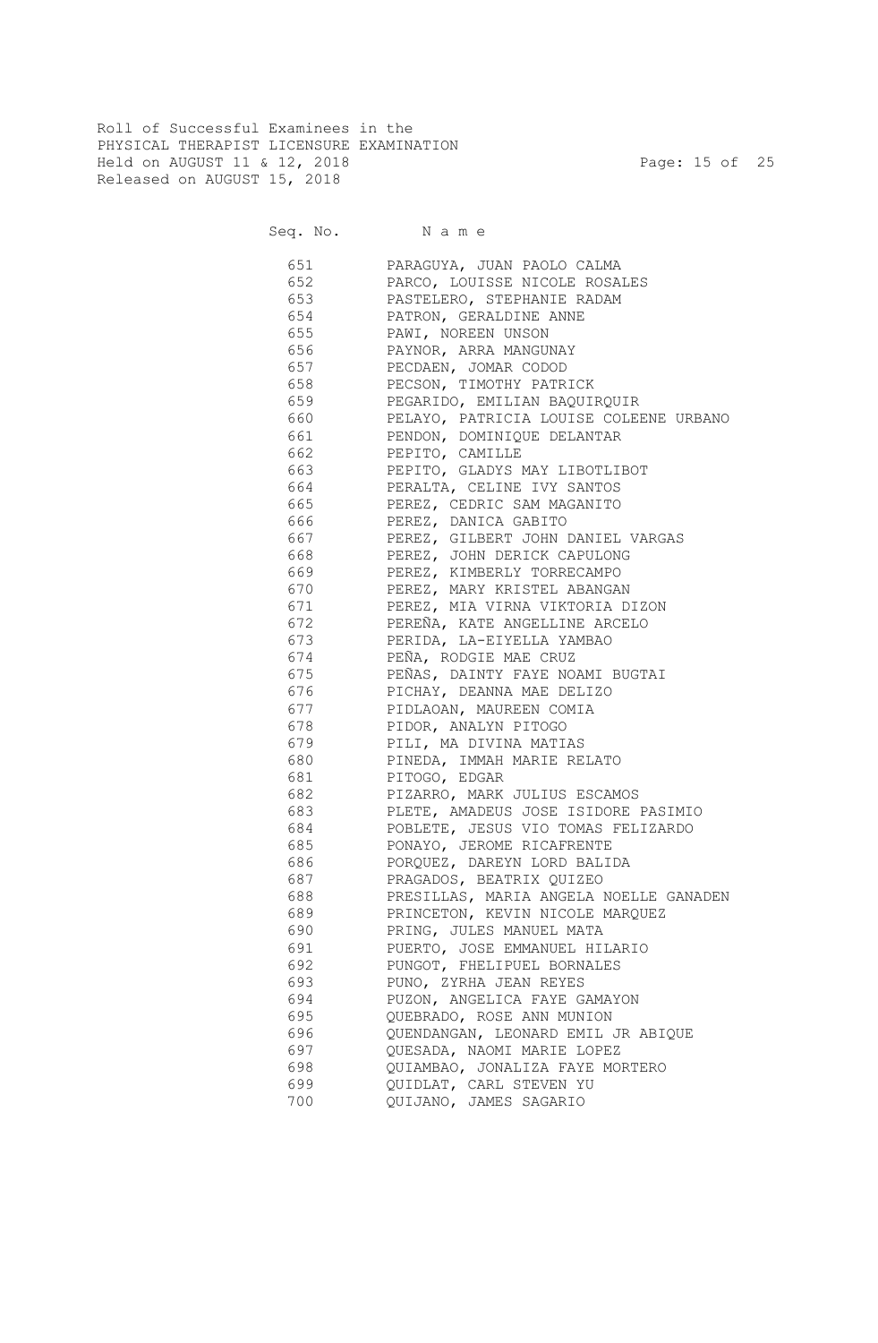Roll of Successful Examinees in the
PHYSICAL THERAPIST LICENSURE EXAMINATION
Held on AUGUST 11 & 12, 2018
Released on AUGUST 15, 2018

| Seq. No. | Name |
|---|---|
| 651 | PARAGUYA, JUAN PAOLO CALMA |
| 652 | PARCO, LOUISSE NICOLE ROSALES |
| 653 | PASTELERO, STEPHANIE RADAM |
| 654 | PATRON, GERALDINE ANNE |
| 655 | PAWI, NOREEN UNSON |
| 656 | PAYNOR, ARRA MANGUNAY |
| 657 | PECDAEN, JOMAR CODOD |
| 658 | PECSON, TIMOTHY PATRICK |
| 659 | PEGARIDO, EMILIAN BAQUIRQUIR |
| 660 | PELAYO, PATRICIA LOUISE COLEENE URBANO |
| 661 | PENDON, DOMINIQUE DELANTAR |
| 662 | PEPITO, CAMILLE |
| 663 | PEPITO, GLADYS MAY LIBOTLIBOT |
| 664 | PERALTA, CELINE IVY SANTOS |
| 665 | PEREZ, CEDRIC SAM MAGANITO |
| 666 | PEREZ, DANICA GABITO |
| 667 | PEREZ, GILBERT JOHN DANIEL VARGAS |
| 668 | PEREZ, JOHN DERICK CAPULONG |
| 669 | PEREZ, KIMBERLY TORRECAMPO |
| 670 | PEREZ, MARY KRISTEL ABANGAN |
| 671 | PEREZ, MIA VIRNA VIKTORIA DIZON |
| 672 | PEREÑA, KATE ANGELLINE ARCELO |
| 673 | PERIDA, LA-EIYELLA YAMBAO |
| 674 | PEÑA, RODGIE MAE CRUZ |
| 675 | PEÑAS, DAINTY FAYE NOAMI BUGTAI |
| 676 | PICHAY, DEANNA MAE DELIZO |
| 677 | PIDLAOAN, MAUREEN COMIA |
| 678 | PIDOR, ANALYN PITOGO |
| 679 | PILI, MA DIVINA MATIAS |
| 680 | PINEDA, IMMAH MARIE RELATO |
| 681 | PITOGO, EDGAR |
| 682 | PIZARRO, MARK JULIUS ESCAMOS |
| 683 | PLETE, AMADEUS JOSE ISIDORE PASIMIO |
| 684 | POBLETE, JESUS VIO TOMAS FELIZARDO |
| 685 | PONAYO, JEROME RICAFRENTE |
| 686 | PORQUEZ, DAREYN LORD BALIDA |
| 687 | PRAGADOS, BEATRIX QUIZEO |
| 688 | PRESILLAS, MARIA ANGELA NOELLE GANADEN |
| 689 | PRINCETON, KEVIN NICOLE MARQUEZ |
| 690 | PRING, JULES MANUEL MATA |
| 691 | PUERTO, JOSE EMMANUEL HILARIO |
| 692 | PUNGOT, FHELIPUEL BORNALES |
| 693 | PUNO, ZYRHA JEAN REYES |
| 694 | PUZON, ANGELICA FAYE GAMAYON |
| 695 | QUEBRADO, ROSE ANN MUNION |
| 696 | QUENDANGAN, LEONARD EMIL JR ABIQUE |
| 697 | QUESADA, NAOMI MARIE LOPEZ |
| 698 | QUIAMBAO, JONALIZA FAYE MORTERO |
| 699 | QUIDLAT, CARL STEVEN YU |
| 700 | QUIJANO, JAMES SAGARIO |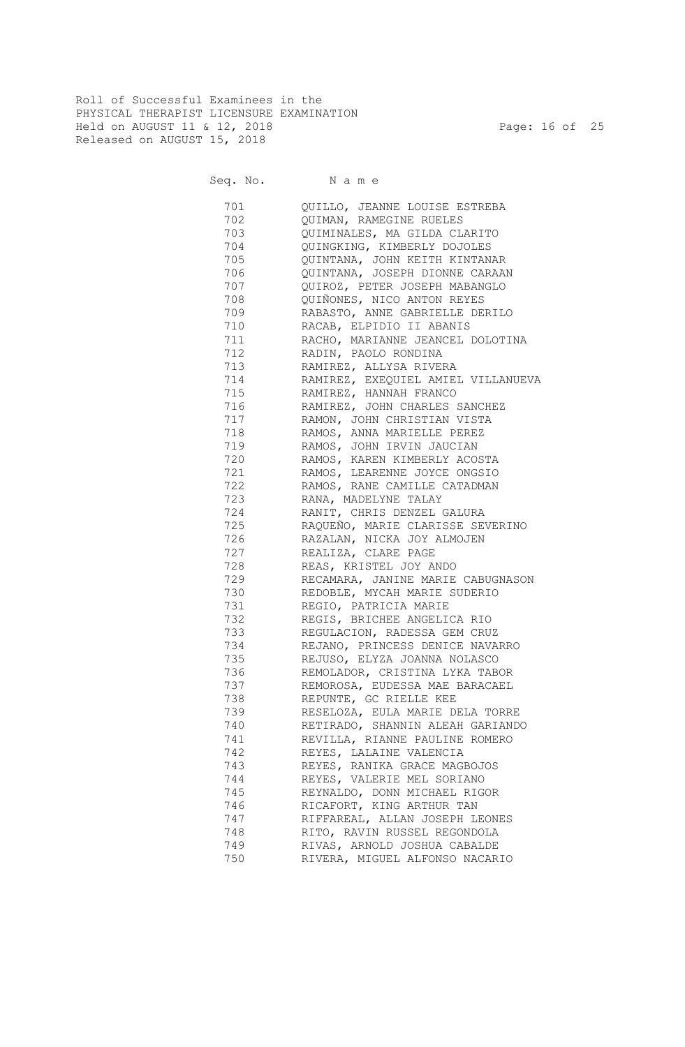Roll of Successful Examinees in the
PHYSICAL THERAPIST LICENSURE EXAMINATION
Held on AUGUST 11 & 12, 2018
Released on AUGUST 15, 2018

| Seq. No. | N a m e |
|---|---|
| 701 | QUILLO, JEANNE LOUISE ESTREBA |
| 702 | QUIMAN, RAMEGINE RUELES |
| 703 | QUIMINALES, MA GILDA CLARITO |
| 704 | QUINGKING, KIMBERLY DOJOLES |
| 705 | QUINTANA, JOHN KEITH KINTANAR |
| 706 | QUINTANA, JOSEPH DIONNE CARAAN |
| 707 | QUIROZ, PETER JOSEPH MABANGLO |
| 708 | QUIÑONES, NICO ANTON REYES |
| 709 | RABASTO, ANNE GABRIELLE DERILO |
| 710 | RACAB, ELPIDIO II ABANIS |
| 711 | RACHO, MARIANNE JEANCEL DOLOTINA |
| 712 | RADIN, PAOLO RONDINA |
| 713 | RAMIREZ, ALLYSA RIVERA |
| 714 | RAMIREZ, EXEQUIEL AMIEL VILLANUEVA |
| 715 | RAMIREZ, HANNAH FRANCO |
| 716 | RAMIREZ, JOHN CHARLES SANCHEZ |
| 717 | RAMON, JOHN CHRISTIAN VISTA |
| 718 | RAMOS, ANNA MARIELLE PEREZ |
| 719 | RAMOS, JOHN IRVIN JAUCIAN |
| 720 | RAMOS, KAREN KIMBERLY ACOSTA |
| 721 | RAMOS, LEARENNE JOYCE ONGSIO |
| 722 | RAMOS, RANE CAMILLE CATADMAN |
| 723 | RANA, MADELYNE TALAY |
| 724 | RANIT, CHRIS DENZEL GALURA |
| 725 | RAQUEÑO, MARIE CLARISSE SEVERINO |
| 726 | RAZALAN, NICKA JOY ALMOJEN |
| 727 | REALIZA, CLARE PAGE |
| 728 | REAS, KRISTEL JOY ANDO |
| 729 | RECAMARA, JANINE MARIE CABUGNASON |
| 730 | REDOBLE, MYCAH MARIE SUDERIO |
| 731 | REGIO, PATRICIA MARIE |
| 732 | REGIS, BRICHEE ANGELICA RIO |
| 733 | REGULACION, RADESSA GEM CRUZ |
| 734 | REJANO, PRINCESS DENICE NAVARRO |
| 735 | REJUSO, ELYZA JOANNA NOLASCO |
| 736 | REMOLADOR, CRISTINA LYKA TABOR |
| 737 | REMOROSA, EUDESSA MAE BARACAEL |
| 738 | REPUNTE, GC RIELLE KEE |
| 739 | RESELOZA, EULA MARIE DELA TORRE |
| 740 | RETIRADO, SHANNIN ALEAH GARIANDO |
| 741 | REVILLA, RIANNE PAULINE ROMERO |
| 742 | REYES, LALAINE VALENCIA |
| 743 | REYES, RANIKA GRACE MAGBOJOS |
| 744 | REYES, VALERIE MEL SORIANO |
| 745 | REYNALDO, DONN MICHAEL RIGOR |
| 746 | RICAFORT, KING ARTHUR TAN |
| 747 | RIFFAREAL, ALLAN JOSEPH LEONES |
| 748 | RITO, RAVIN RUSSEL REGONDOLA |
| 749 | RIVAS, ARNOLD JOSHUA CABALDE |
| 750 | RIVERA, MIGUEL ALFONSO NACARIO |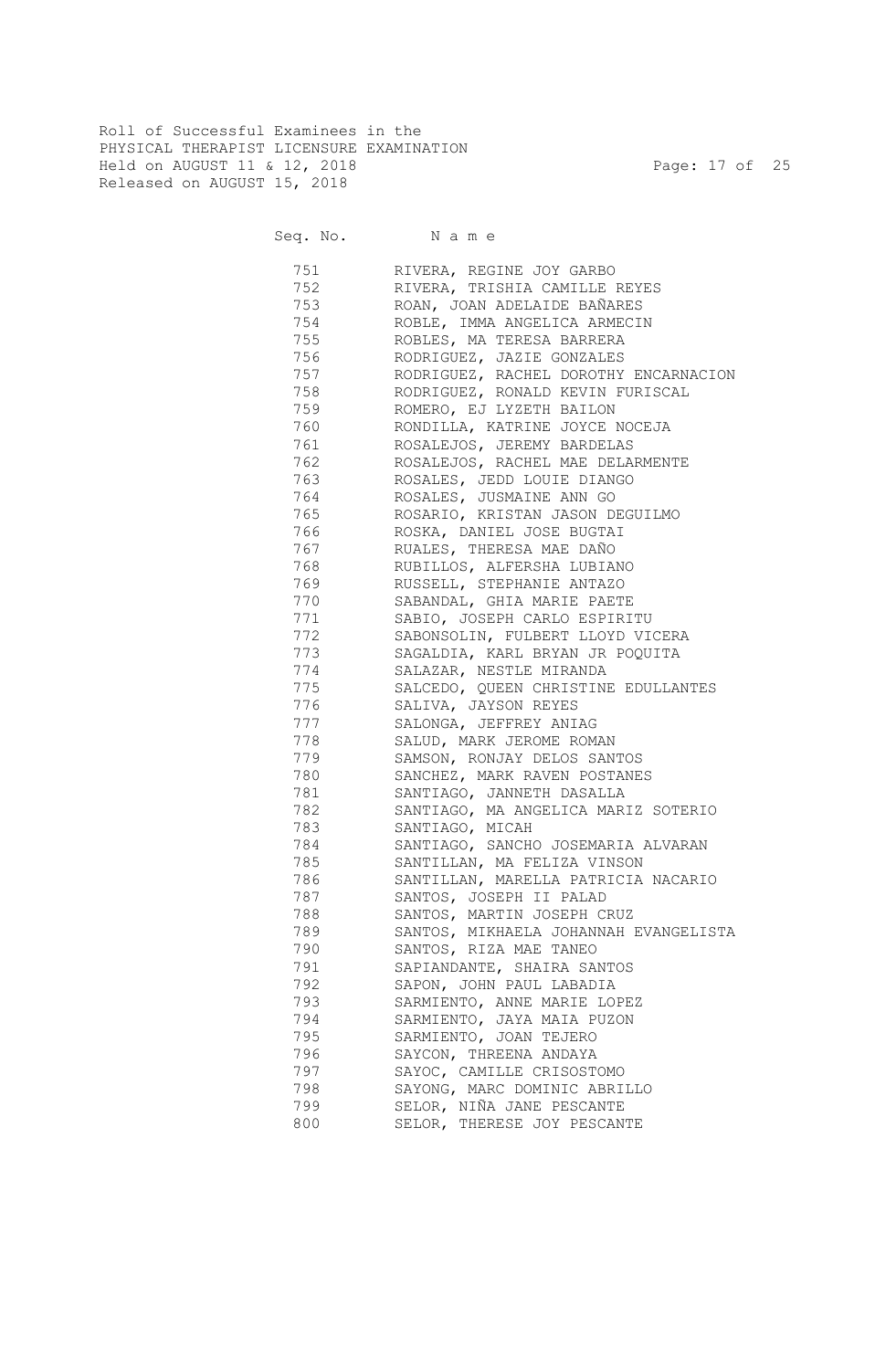Roll of Successful Examinees in the
PHYSICAL THERAPIST LICENSURE EXAMINATION
Held on AUGUST 11 & 12, 2018
Released on AUGUST 15, 2018

| Seq. No. | N a m e |
|---|---|
| 751 | RIVERA, REGINE JOY GARBO |
| 752 | RIVERA, TRISHIA CAMILLE REYES |
| 753 | ROAN, JOAN ADELAIDE BAÑARES |
| 754 | ROBLE, IMMA ANGELICA ARMECIN |
| 755 | ROBLES, MA TERESA BARRERA |
| 756 | RODRIGUEZ, JAZIE GONZALES |
| 757 | RODRIGUEZ, RACHEL DOROTHY ENCARNACION |
| 758 | RODRIGUEZ, RONALD KEVIN FURISCAL |
| 759 | ROMERO, EJ LYZETH BAILON |
| 760 | RONDILLA, KATRINE JOYCE NOCEJA |
| 761 | ROSALEJOS, JEREMY BARDELAS |
| 762 | ROSALEJOS, RACHEL MAE DELARMENTE |
| 763 | ROSALES, JEDD LOUIE DIANGO |
| 764 | ROSALES, JUSMAINE ANN GO |
| 765 | ROSARIO, KRISTAN JASON DEGUILMO |
| 766 | ROSKA, DANIEL JOSE BUGTAI |
| 767 | RUALES, THERESA MAE DAÑO |
| 768 | RUBILLOS, ALFERSHA LUBIANO |
| 769 | RUSSELL, STEPHANIE ANTAZO |
| 770 | SABANDAL, GHIA MARIE PAETE |
| 771 | SABIO, JOSEPH CARLO ESPIRITU |
| 772 | SABONSOLIN, FULBERT LLOYD VICERA |
| 773 | SAGALDIA, KARL BRYAN JR POQUITA |
| 774 | SALAZAR, NESTLE MIRANDA |
| 775 | SALCEDO, QUEEN CHRISTINE EDULLANTES |
| 776 | SALIVA, JAYSON REYES |
| 777 | SALONGA, JEFFREY ANIAG |
| 778 | SALUD, MARK JEROME ROMAN |
| 779 | SAMSON, RONJAY DELOS SANTOS |
| 780 | SANCHEZ, MARK RAVEN POSTANES |
| 781 | SANTIAGO, JANNETH DASALLA |
| 782 | SANTIAGO, MA ANGELICA MARIZ SOTERIO |
| 783 | SANTIAGO, MICAH |
| 784 | SANTIAGO, SANCHO JOSEMARIA ALVARAN |
| 785 | SANTILLAN, MA FELIZA VINSON |
| 786 | SANTILLAN, MARELLA PATRICIA NACARIO |
| 787 | SANTOS, JOSEPH II PALAD |
| 788 | SANTOS, MARTIN JOSEPH CRUZ |
| 789 | SANTOS, MIKHAELA JOHANNAH EVANGELISTA |
| 790 | SANTOS, RIZA MAE TANEO |
| 791 | SAPIANDANTE, SHAIRA SANTOS |
| 792 | SAPON, JOHN PAUL LABADIA |
| 793 | SARMIENTO, ANNE MARIE LOPEZ |
| 794 | SARMIENTO, JAYA MAIA PUZON |
| 795 | SARMIENTO, JOAN TEJERO |
| 796 | SAYCON, THREENA ANDAYA |
| 797 | SAYOC, CAMILLE CRISOSTOMO |
| 798 | SAYONG, MARC DOMINIC ABRILLO |
| 799 | SELOR, NIÑA JANE PESCANTE |
| 800 | SELOR, THERESE JOY PESCANTE |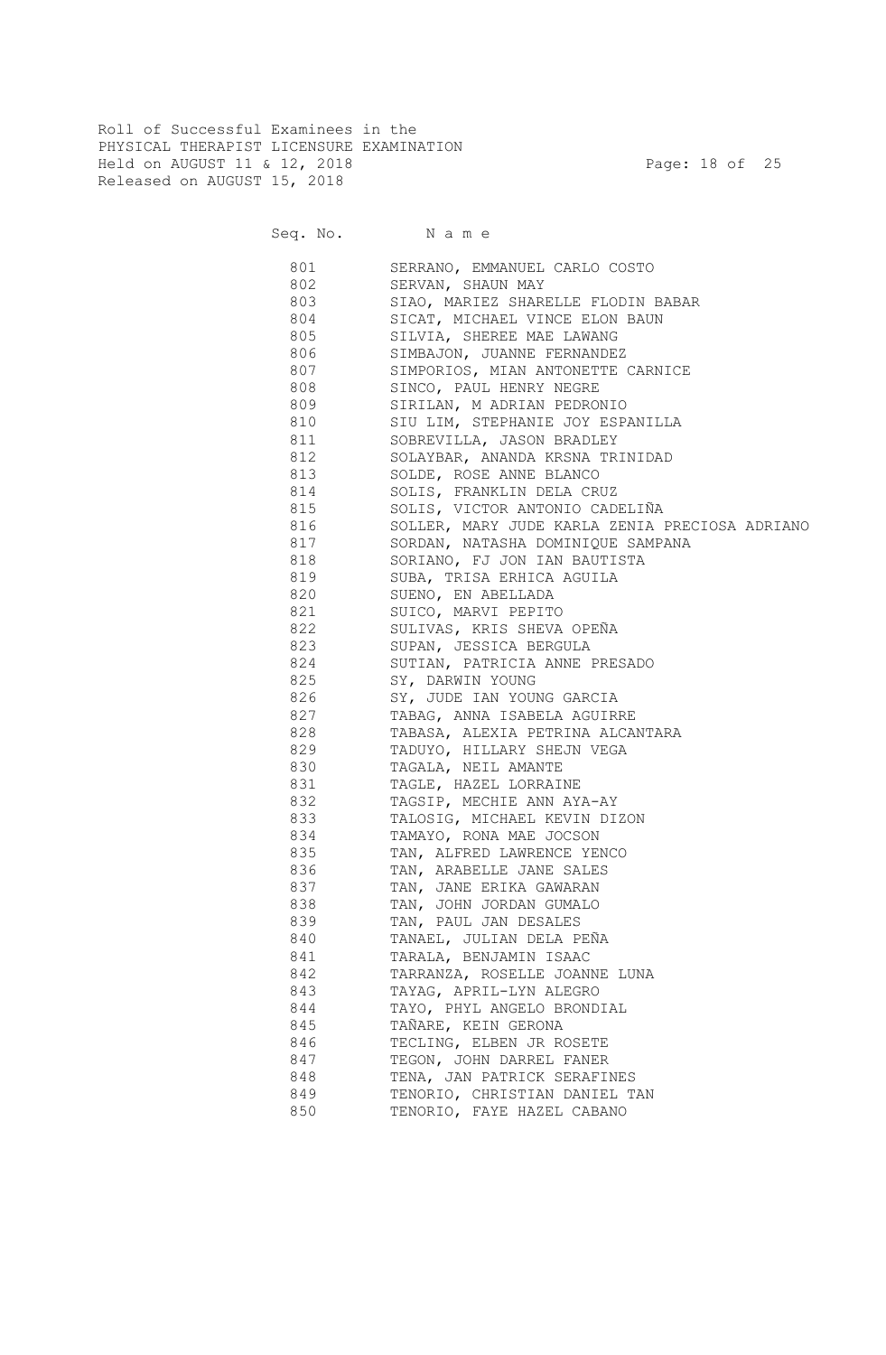Roll of Successful Examinees in the
PHYSICAL THERAPIST LICENSURE EXAMINATION
Held on AUGUST 11 & 12, 2018
Released on AUGUST 15, 2018

| Seq. No. | N a m e |
|---|---|
| 801 | SERRANO, EMMANUEL CARLO COSTO |
| 802 | SERVAN, SHAUN MAY |
| 803 | SIAO, MARIEZ SHARELLE FLODIN BABAR |
| 804 | SICAT, MICHAEL VINCE ELON BAUN |
| 805 | SILVIA, SHEREE MAE LAWANG |
| 806 | SIMBAJON, JUANNE FERNANDEZ |
| 807 | SIMPORIOS, MIAN ANTONETTE CARNICE |
| 808 | SINCO, PAUL HENRY NEGRE |
| 809 | SIRILAN, M ADRIAN PEDRONIO |
| 810 | SIU LIM, STEPHANIE JOY ESPANILLA |
| 811 | SOBREVILLA, JASON BRADLEY |
| 812 | SOLAYBAR, ANANDA KRSNA TRINIDAD |
| 813 | SOLDE, ROSE ANNE BLANCO |
| 814 | SOLIS, FRANKLIN DELA CRUZ |
| 815 | SOLIS, VICTOR ANTONIO CADELIÑA |
| 816 | SOLLER, MARY JUDE KARLA ZENIA PRECIOSA ADRIANO |
| 817 | SORDAN, NATASHA DOMINIQUE SAMPANA |
| 818 | SORIANO, FJ JON IAN BAUTISTA |
| 819 | SUBA, TRISA ERHICA AGUILA |
| 820 | SUENO, EN ABELLADA |
| 821 | SUICO, MARVI PEPITO |
| 822 | SULIVAS, KRIS SHEVA OPEÑA |
| 823 | SUPAN, JESSICA BERGULA |
| 824 | SUTIAN, PATRICIA ANNE PRESADO |
| 825 | SY, DARWIN YOUNG |
| 826 | SY, JUDE IAN YOUNG GARCIA |
| 827 | TABAG, ANNA ISABELA AGUIRRE |
| 828 | TABASA, ALEXIA PETRINA ALCANTARA |
| 829 | TADUYO, HILLARY SHEJN VEGA |
| 830 | TAGALA, NEIL AMANTE |
| 831 | TAGLE, HAZEL LORRAINE |
| 832 | TAGSIP, MECHIE ANN AYA-AY |
| 833 | TALOSIG, MICHAEL KEVIN DIZON |
| 834 | TAMAYO, RONA MAE JOCSON |
| 835 | TAN, ALFRED LAWRENCE YENCO |
| 836 | TAN, ARABELLE JANE SALES |
| 837 | TAN, JANE ERIKA GAWARAN |
| 838 | TAN, JOHN JORDAN GUMALO |
| 839 | TAN, PAUL JAN DESALES |
| 840 | TANAEL, JULIAN DELA PEÑA |
| 841 | TARALA, BENJAMIN ISAAC |
| 842 | TARRANZA, ROSELLE JOANNE LUNA |
| 843 | TAYAG, APRIL-LYN ALEGRO |
| 844 | TAYO, PHYL ANGELO BRONDIAL |
| 845 | TAÑARE, KEIN GERONA |
| 846 | TECLING, ELBEN JR ROSETE |
| 847 | TEGON, JOHN DARREL FANER |
| 848 | TENA, JAN PATRICK SERAFINES |
| 849 | TENORIO, CHRISTIAN DANIEL TAN |
| 850 | TENORIO, FAYE HAZEL CABANO |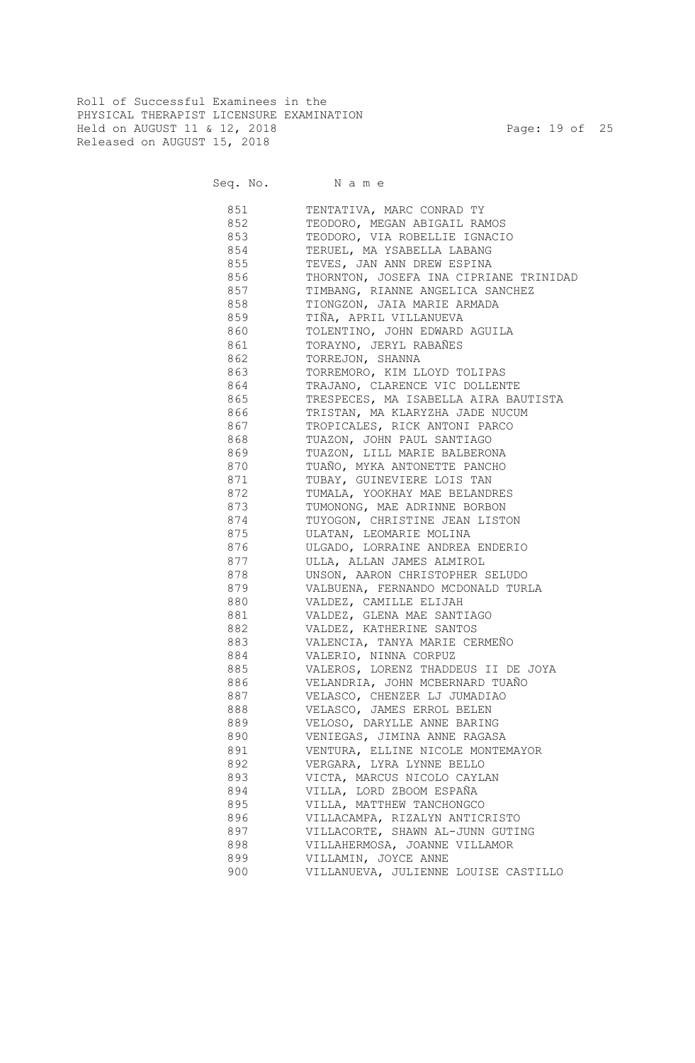Roll of Successful Examinees in the
PHYSICAL THERAPIST LICENSURE EXAMINATION
Held on AUGUST 11 & 12, 2018
Released on AUGUST 15, 2018

| Seq. No. | N a m e |
|---|---|
| 851 | TENTATIVA, MARC CONRAD TY |
| 852 | TEODORO, MEGAN ABIGAIL RAMOS |
| 853 | TEODORO, VIA ROBELLIE IGNACIO |
| 854 | TERUEL, MA YSABELLA LABANG |
| 855 | TEVES, JAN ANN DREW ESPINA |
| 856 | THORNTON, JOSEFA INA CIPRIANE TRINIDAD |
| 857 | TIMBANG, RIANNE ANGELICA SANCHEZ |
| 858 | TIONGZON, JAIA MARIE ARMADA |
| 859 | TIÑA, APRIL VILLANUEVA |
| 860 | TOLENTINO, JOHN EDWARD AGUILA |
| 861 | TORAYNO, JERYL RABAÑES |
| 862 | TORREJON, SHANNA |
| 863 | TORREMORO, KIM LLOYD TOLIPAS |
| 864 | TRAJANO, CLARENCE VIC DOLLENTE |
| 865 | TRESPECES, MA ISABELLA AIRA BAUTISTA |
| 866 | TRISTAN, MA KLARYZHA JADE NUCUM |
| 867 | TROPICALES, RICK ANTONI PARCO |
| 868 | TUAZON, JOHN PAUL SANTIAGO |
| 869 | TUAZON, LILL MARIE BALBERONA |
| 870 | TUAÑO, MYKA ANTONETTE PANCHO |
| 871 | TUBAY, GUINEVIERE LOIS TAN |
| 872 | TUMALA, YOOKHAY MAE BELANDRES |
| 873 | TUMONONG, MAE ADRINNE BORBON |
| 874 | TUYOGON, CHRISTINE JEAN LISTON |
| 875 | ULATAN, LEOMARIE MOLINA |
| 876 | ULGADO, LORRAINE ANDREA ENDERIO |
| 877 | ULLA, ALLAN JAMES ALMIROL |
| 878 | UNSON, AARON CHRISTOPHER SELUDO |
| 879 | VALBUENA, FERNANDO MCDONALD TURLA |
| 880 | VALDEZ, CAMILLE ELIJAH |
| 881 | VALDEZ, GLENA MAE SANTIAGO |
| 882 | VALDEZ, KATHERINE SANTOS |
| 883 | VALENCIA, TANYA MARIE CERMEÑO |
| 884 | VALERIO, NINNA CORPUZ |
| 885 | VALEROS, LORENZ THADDEUS II DE JOYA |
| 886 | VELANDRIA, JOHN MCBERNARD TUAÑO |
| 887 | VELASCO, CHENZER LJ JUMADIAO |
| 888 | VELASCO, JAMES ERROL BELEN |
| 889 | VELOSO, DARYLLE ANNE BARING |
| 890 | VENIEGAS, JIMINA ANNE RAGASA |
| 891 | VENTURA, ELLINE NICOLE MONTEMAYOR |
| 892 | VERGARA, LYRA LYNNE BELLO |
| 893 | VICTA, MARCUS NICOLO CAYLAN |
| 894 | VILLA, LORD ZBOOM ESPAÑA |
| 895 | VILLA, MATTHEW TANCHONGCO |
| 896 | VILLACAMPA, RIZALYN ANTICRISTO |
| 897 | VILLACORTE, SHAWN AL-JUNN GUTING |
| 898 | VILLAHERMOSA, JOANNE VILLAMOR |
| 899 | VILLAMIN, JOYCE ANNE |
| 900 | VILLANUEVA, JULIENNE LOUISE CASTILLO |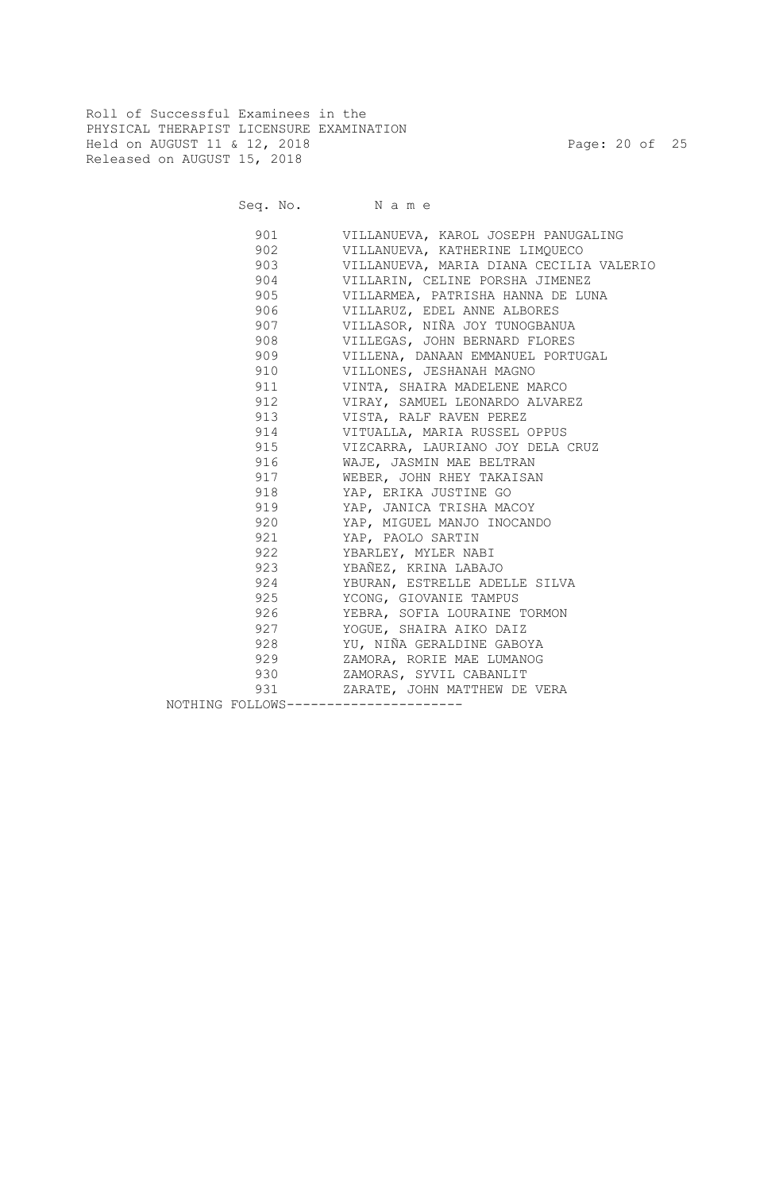Roll of Successful Examinees in the
PHYSICAL THERAPIST LICENSURE EXAMINATION
Held on AUGUST 11 & 12, 2018
Released on AUGUST 15, 2018

| Seq. No. | N a m e |
|---|---|
| 901 | VILLANUEVA, KAROL JOSEPH PANUGALING |
| 902 | VILLANUEVA, KATHERINE LIMQUECO |
| 903 | VILLANUEVA, MARIA DIANA CECILIA VALERIO |
| 904 | VILLARIN, CELINE PORSHA JIMENEZ |
| 905 | VILLARMEA, PATRISHA HANNA DE LUNA |
| 906 | VILLARUZ, EDEL ANNE ALBORES |
| 907 | VILLASOR, NIÑA JOY TUNOGBANUA |
| 908 | VILLEGAS, JOHN BERNARD FLORES |
| 909 | VILLENA, DANAAN EMMANUEL PORTUGAL |
| 910 | VILLONES, JESHANAH MAGNO |
| 911 | VINTA, SHAIRA MADELENE MARCO |
| 912 | VIRAY, SAMUEL LEONARDO ALVAREZ |
| 913 | VISTA, RALF RAVEN PEREZ |
| 914 | VITUALLA, MARIA RUSSEL OPPUS |
| 915 | VIZCARRA, LAURIANO JOY DELA CRUZ |
| 916 | WAJE, JASMIN MAE BELTRAN |
| 917 | WEBER, JOHN RHEY TAKAISAN |
| 918 | YAP, ERIKA JUSTINE GO |
| 919 | YAP, JANICA TRISHA MACOY |
| 920 | YAP, MIGUEL MANJO INOCANDO |
| 921 | YAP, PAOLO SARTIN |
| 922 | YBARLEY, MYLER NABI |
| 923 | YBAÑEZ, KRINA LABAJO |
| 924 | YBURAN, ESTRELLE ADELLE SILVA |
| 925 | YCONG, GIOVANIE TAMPUS |
| 926 | YEBRA, SOFIA LOURAINE TORMON |
| 927 | YOGUE, SHAIRA AIKO DAIZ |
| 928 | YU, NIÑA GERALDINE GABOYA |
| 929 | ZAMORA, RORIE MAE LUMANOG |
| 930 | ZAMORAS, SYVIL CABANLIT |
| 931 | ZARATE, JOHN MATTHEW DE VERA |

NOTHING FOLLOWS----------------------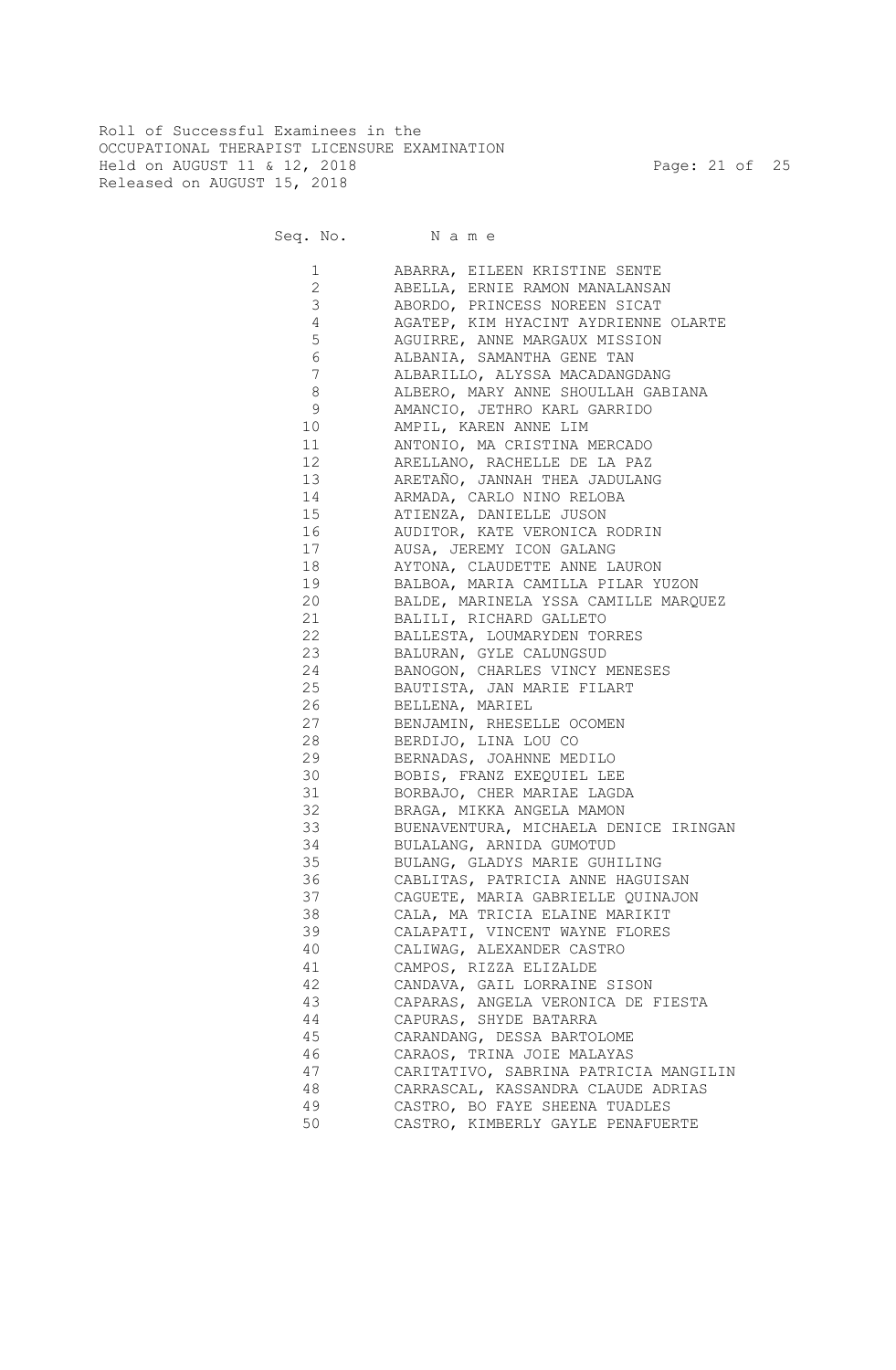Roll of Successful Examinees in the
OCCUPATIONAL THERAPIST LICENSURE EXAMINATION
Held on AUGUST 11 & 12, 2018
Released on AUGUST 15, 2018

| Seq. No. | Name |
|---|---|
| 1 | ABARRA, EILEEN KRISTINE SENTE |
| 2 | ABELLA, ERNIE RAMON MANALANSAN |
| 3 | ABORDO, PRINCESS NOREEN SICAT |
| 4 | AGATEP, KIM HYACINT AYDRIENNE OLARTE |
| 5 | AGUIRRE, ANNE MARGAUX MISSION |
| 6 | ALBANIA, SAMANTHA GENE TAN |
| 7 | ALBARILLO, ALYSSA MACADANGDANG |
| 8 | ALBERO, MARY ANNE SHOULLAH GABIANA |
| 9 | AMANCIO, JETHRO KARL GARRIDO |
| 10 | AMPIL, KAREN ANNE LIM |
| 11 | ANTONIO, MA CRISTINA MERCADO |
| 12 | ARELLANO, RACHELLE DE LA PAZ |
| 13 | ARETAÑO, JANNAH THEA JADULANG |
| 14 | ARMADA, CARLO NINO RELOBA |
| 15 | ATIENZA, DANIELLE JUSON |
| 16 | AUDITOR, KATE VERONICA RODRIN |
| 17 | AUSA, JEREMY ICON GALANG |
| 18 | AYTONA, CLAUDETTE ANNE LAURON |
| 19 | BALBOA, MARIA CAMILLA PILAR YUZON |
| 20 | BALDE, MARINELA YSSA CAMILLE MARQUEZ |
| 21 | BALILI, RICHARD GALLETO |
| 22 | BALLESTA, LOUMARYDEN TORRES |
| 23 | BALURAN, GYLE CALUNGSUD |
| 24 | BANOGON, CHARLES VINCY MENESES |
| 25 | BAUTISTA, JAN MARIE FILART |
| 26 | BELLENA, MARIEL |
| 27 | BENJAMIN, RHESELLE OCOMEN |
| 28 | BERDIJO, LINA LOU CO |
| 29 | BERNADAS, JOAHNNE MEDILO |
| 30 | BOBIS, FRANZ EXEQUIEL LEE |
| 31 | BORBAJO, CHER MARIAE LAGDA |
| 32 | BRAGA, MIKKA ANGELA MAMON |
| 33 | BUENAVENTURA, MICHAELA DENICE IRINGAN |
| 34 | BULALANG, ARNIDA GUMOTUD |
| 35 | BULANG, GLADYS MARIE GUHILING |
| 36 | CABLITAS, PATRICIA ANNE HAGUISAN |
| 37 | CAGUETE, MARIA GABRIELLE QUINAJON |
| 38 | CALA, MA TRICIA ELAINE MARIKIT |
| 39 | CALAPATI, VINCENT WAYNE FLORES |
| 40 | CALIWAG, ALEXANDER CASTRO |
| 41 | CAMPOS, RIZZA ELIZALDE |
| 42 | CANDAVA, GAIL LORRAINE SISON |
| 43 | CAPARAS, ANGELA VERONICA DE FIESTA |
| 44 | CAPURAS, SHYDE BATARRA |
| 45 | CARANDANG, DESSA BARTOLOME |
| 46 | CARAOS, TRINA JOIE MALAYAS |
| 47 | CARITATIVO, SABRINA PATRICIA MANGILIN |
| 48 | CARRASCAL, KASSANDRA CLAUDE ADRIAS |
| 49 | CASTRO, BO FAYE SHEENA TUADLES |
| 50 | CASTRO, KIMBERLY GAYLE PENAFUERTE |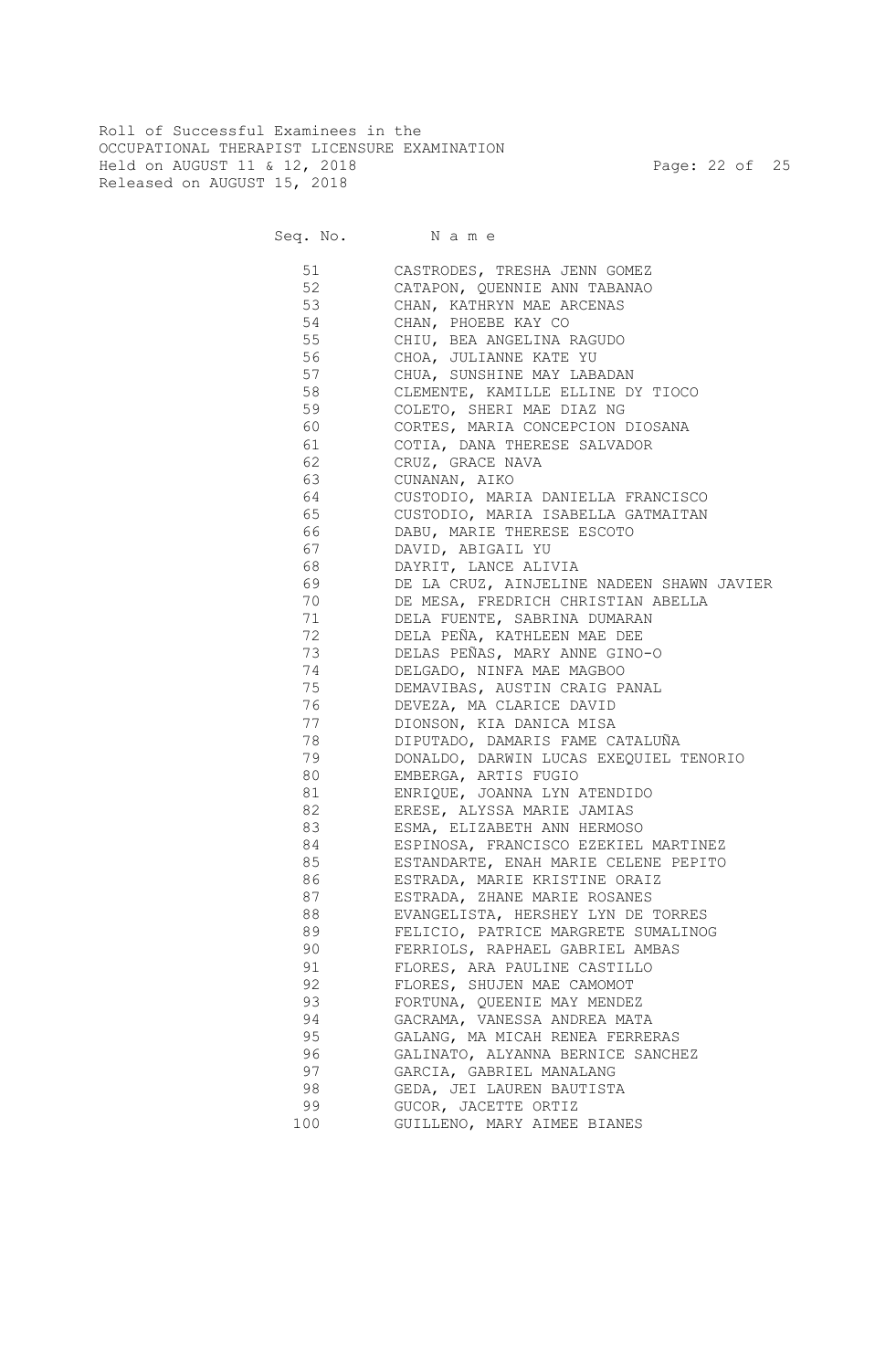Roll of Successful Examinees in the
OCCUPATIONAL THERAPIST LICENSURE EXAMINATION
Held on AUGUST 11 & 12, 2018
Released on AUGUST 15, 2018

| Seq. No. | N a m e |
|---|---|
| 51 | CASTRODES, TRESHA JENN GOMEZ |
| 52 | CATAPON, QUENNIE ANN TABANAO |
| 53 | CHAN, KATHRYN MAE ARCENAS |
| 54 | CHAN, PHOEBE KAY CO |
| 55 | CHIU, BEA ANGELINA RAGUDO |
| 56 | CHOA, JULIANNE KATE YU |
| 57 | CHUA, SUNSHINE MAY LABADAN |
| 58 | CLEMENTE, KAMILLE ELLINE DY TIOCO |
| 59 | COLETO, SHERI MAE DIAZ NG |
| 60 | CORTES, MARIA CONCEPCION DIOSANA |
| 61 | COTIA, DANA THERESE SALVADOR |
| 62 | CRUZ, GRACE NAVA |
| 63 | CUNANAN, AIKO |
| 64 | CUSTODIO, MARIA DANIELLA FRANCISCO |
| 65 | CUSTODIO, MARIA ISABELLA GATMAITAN |
| 66 | DABU, MARIE THERESE ESCOTO |
| 67 | DAVID, ABIGAIL YU |
| 68 | DAYRIT, LANCE ALIVIA |
| 69 | DE LA CRUZ, AINJELINE NADEEN SHAWN JAVIER |
| 70 | DE MESA, FREDRICH CHRISTIAN ABELLA |
| 71 | DELA FUENTE, SABRINA DUMARAN |
| 72 | DELA PEÑA, KATHLEEN MAE DEE |
| 73 | DELAS PEÑAS, MARY ANNE GINO-O |
| 74 | DELGADO, NINFA MAE MAGBOO |
| 75 | DEMAVIBAS, AUSTIN CRAIG PANAL |
| 76 | DEVEZA, MA CLARICE DAVID |
| 77 | DIONSON, KIA DANICA MISA |
| 78 | DIPUTADO, DAMARIS FAME CATALUÑA |
| 79 | DONALDO, DARWIN LUCAS EXEQUIEL TENORIO |
| 80 | EMBERGA, ARTIS FUGIO |
| 81 | ENRIQUE, JOANNA LYN ATENDIDO |
| 82 | ERESE, ALYSSA MARIE JAMIAS |
| 83 | ESMA, ELIZABETH ANN HERMOSO |
| 84 | ESPINOSA, FRANCISCO EZEKIEL MARTINEZ |
| 85 | ESTANDARTE, ENAH MARIE CELENE PEPITO |
| 86 | ESTRADA, MARIE KRISTINE ORAIZ |
| 87 | ESTRADA, ZHANE MARIE ROSANES |
| 88 | EVANGELISTA, HERSHEY LYN DE TORRES |
| 89 | FELICIO, PATRICE MARGRETE SUMALINOG |
| 90 | FERRIOLS, RAPHAEL GABRIEL AMBAS |
| 91 | FLORES, ARA PAULINE CASTILLO |
| 92 | FLORES, SHUJEN MAE CAMOMOT |
| 93 | FORTUNA, QUEENIE MAY MENDEZ |
| 94 | GACRAMA, VANESSA ANDREA MATA |
| 95 | GALANG, MA MICAH RENEA FERRERAS |
| 96 | GALINATO, ALYANNA BERNICE SANCHEZ |
| 97 | GARCIA, GABRIEL MANALANG |
| 98 | GEDA, JEI LAUREN BAUTISTA |
| 99 | GUCOR, JACETTE ORTIZ |
| 100 | GUILLENO, MARY AIMEE BIANES |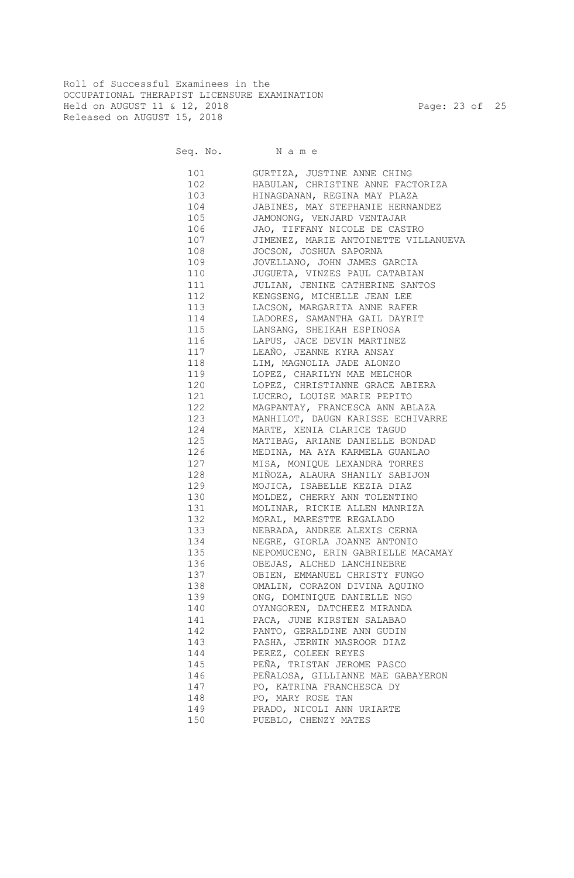Roll of Successful Examinees in the
OCCUPATIONAL THERAPIST LICENSURE EXAMINATION
Held on AUGUST 11 & 12, 2018
Released on AUGUST 15, 2018

| Seq. No. | N a m e |
| --- | --- |
| 101 | GURTIZA, JUSTINE ANNE CHING |
| 102 | HABULAN, CHRISTINE ANNE FACTORIZA |
| 103 | HINAGDANAN, REGINA MAY PLAZA |
| 104 | JABINES, MAY STEPHANIE HERNANDEZ |
| 105 | JAMONONG, VENJARD VENTAJAR |
| 106 | JAO, TIFFANY NICOLE DE CASTRO |
| 107 | JIMENEZ, MARIE ANTOINETTE VILLANUEVA |
| 108 | JOCSON, JOSHUA SAPORNA |
| 109 | JOVELLANO, JOHN JAMES GARCIA |
| 110 | JUGUETA, VINZES PAUL CATABIAN |
| 111 | JULIAN, JENINE CATHERINE SANTOS |
| 112 | KENGSENG, MICHELLE JEAN LEE |
| 113 | LACSON, MARGARITA ANNE RAFER |
| 114 | LADORES, SAMANTHA GAIL DAYRIT |
| 115 | LANSANG, SHEIKAH ESPINOSA |
| 116 | LAPUS, JACE DEVIN MARTINEZ |
| 117 | LEAÑO, JEANNE KYRA ANSAY |
| 118 | LIM, MAGNOLIA JADE ALONZO |
| 119 | LOPEZ, CHARILYN MAE MELCHOR |
| 120 | LOPEZ, CHRISTIANNE GRACE ABIERA |
| 121 | LUCERO, LOUISE MARIE PEPITO |
| 122 | MAGPANTAY, FRANCESCA ANN ABLAZA |
| 123 | MANHILOT, DAUGN KARISSE ECHIVARRE |
| 124 | MARTE, XENIA CLARICE TAGUD |
| 125 | MATIBAG, ARIANE DANIELLE BONDAD |
| 126 | MEDINA, MA AYA KARMELA GUANLAO |
| 127 | MISA, MONIQUE LEXANDRA TORRES |
| 128 | MIÑOZA, ALAURA SHANILY SABIJON |
| 129 | MOJICA, ISABELLE KEZIA DIAZ |
| 130 | MOLDEZ, CHERRY ANN TOLENTINO |
| 131 | MOLINAR, RICKIE ALLEN MANRIZA |
| 132 | MORAL, MARESTTE REGALADO |
| 133 | NEBRADA, ANDREE ALEXIS CERNA |
| 134 | NEGRE, GIORLA JOANNE ANTONIO |
| 135 | NEPOMUCENO, ERIN GABRIELLE MACAMAY |
| 136 | OBEJAS, ALCHED LANCHINEBRE |
| 137 | OBIEN, EMMANUEL CHRISTY FUNGO |
| 138 | OMALIN, CORAZON DIVINA AQUINO |
| 139 | ONG, DOMINIQUE DANIELLE NGO |
| 140 | OYANGOREN, DATCHEEZ MIRANDA |
| 141 | PACA, JUNE KIRSTEN SALABAO |
| 142 | PANTO, GERALDINE ANN GUDIN |
| 143 | PASHA, JERWIN MASROOR DIAZ |
| 144 | PEREZ, COLEEN REYES |
| 145 | PEÑA, TRISTAN JEROME PASCO |
| 146 | PEÑALOSA, GILLIANNE MAE GABAYERON |
| 147 | PO, KATRINA FRANCHESCA DY |
| 148 | PO, MARY ROSE TAN |
| 149 | PRADO, NICOLI ANN URIARTE |
| 150 | PUEBLO, CHENZY MATES |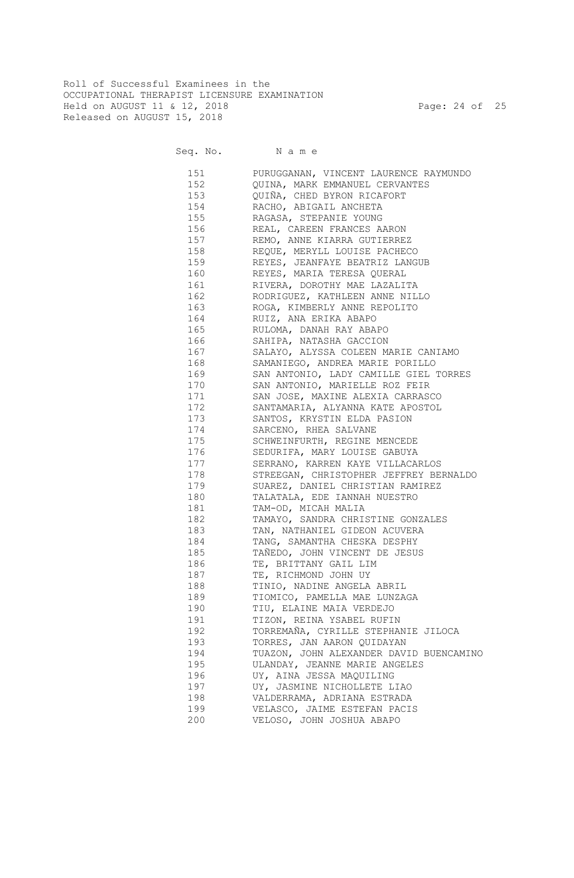Roll of Successful Examinees in the
OCCUPATIONAL THERAPIST LICENSURE EXAMINATION
Held on AUGUST 11 & 12, 2018
Released on AUGUST 15, 2018

| Seq. No. | N a m e |
|---|---|
| 151 | PURUGGANAN, VINCENT LAURENCE RAYMUNDO |
| 152 | QUINA, MARK EMMANUEL CERVANTES |
| 153 | QUIÑA, CHED BYRON RICAFORT |
| 154 | RACHO, ABIGAIL ANCHETA |
| 155 | RAGASA, STEPANIE YOUNG |
| 156 | REAL, CAREEN FRANCES AARON |
| 157 | REMO, ANNE KIARRA GUTIERREZ |
| 158 | REQUE, MERYLL LOUISE PACHECO |
| 159 | REYES, JEANFAYE BEATRIZ LANGUB |
| 160 | REYES, MARIA TERESA QUERAL |
| 161 | RIVERA, DOROTHY MAE LAZALITA |
| 162 | RODRIGUEZ, KATHLEEN ANNE NILLO |
| 163 | ROGA, KIMBERLY ANNE REPOLITO |
| 164 | RUIZ, ANA ERIKA ABAPO |
| 165 | RULOMA, DANAH RAY ABAPO |
| 166 | SAHIPA, NATASHA GACCION |
| 167 | SALAYO, ALYSSA COLEEN MARIE CANIAMO |
| 168 | SAMANIEGO, ANDREA MARIE PORILLO |
| 169 | SAN ANTONIO, LADY CAMILLE GIEL TORRES |
| 170 | SAN ANTONIO, MARIELLE ROZ FEIR |
| 171 | SAN JOSE, MAXINE ALEXIA CARRASCO |
| 172 | SANTAMARIA, ALYANNA KATE APOSTOL |
| 173 | SANTOS, KRYSTIN ELDA PASION |
| 174 | SARCENO, RHEA SALVANE |
| 175 | SCHWEINFURTH, REGINE MENCEDE |
| 176 | SEDURIFA, MARY LOUISE GABUYA |
| 177 | SERRANO, KARREN KAYE VILLACARLOS |
| 178 | STREEGAN, CHRISTOPHER JEFFREY BERNALDO |
| 179 | SUAREZ, DANIEL CHRISTIAN RAMIREZ |
| 180 | TALATALA, EDE IANNAH NUESTRO |
| 181 | TAM-OD, MICAH MALIA |
| 182 | TAMAYO, SANDRA CHRISTINE GONZALES |
| 183 | TAN, NATHANIEL GIDEON ACUVERA |
| 184 | TANG, SAMANTHA CHESKA DESPHY |
| 185 | TAÑEDO, JOHN VINCENT DE JESUS |
| 186 | TE, BRITTANY GAIL LIM |
| 187 | TE, RICHMOND JOHN UY |
| 188 | TINIO, NADINE ANGELA ABRIL |
| 189 | TIOMICO, PAMELLA MAE LUNZAGA |
| 190 | TIU, ELAINE MAIA VERDEJO |
| 191 | TIZON, REINA YSABEL RUFIN |
| 192 | TORREMAÑA, CYRILLE STEPHANIE JILOCA |
| 193 | TORRES, JAN AARON QUIDAYAN |
| 194 | TUAZON, JOHN ALEXANDER DAVID BUENCAMINO |
| 195 | ULANDAY, JEANNE MARIE ANGELES |
| 196 | UY, AINA JESSA MAQUILING |
| 197 | UY, JASMINE NICHOLLETE LIAO |
| 198 | VALDERRAMA, ADRIANA ESTRADA |
| 199 | VELASCO, JAIME ESTEFAN PACIS |
| 200 | VELOSO, JOHN JOSHUA ABAPO |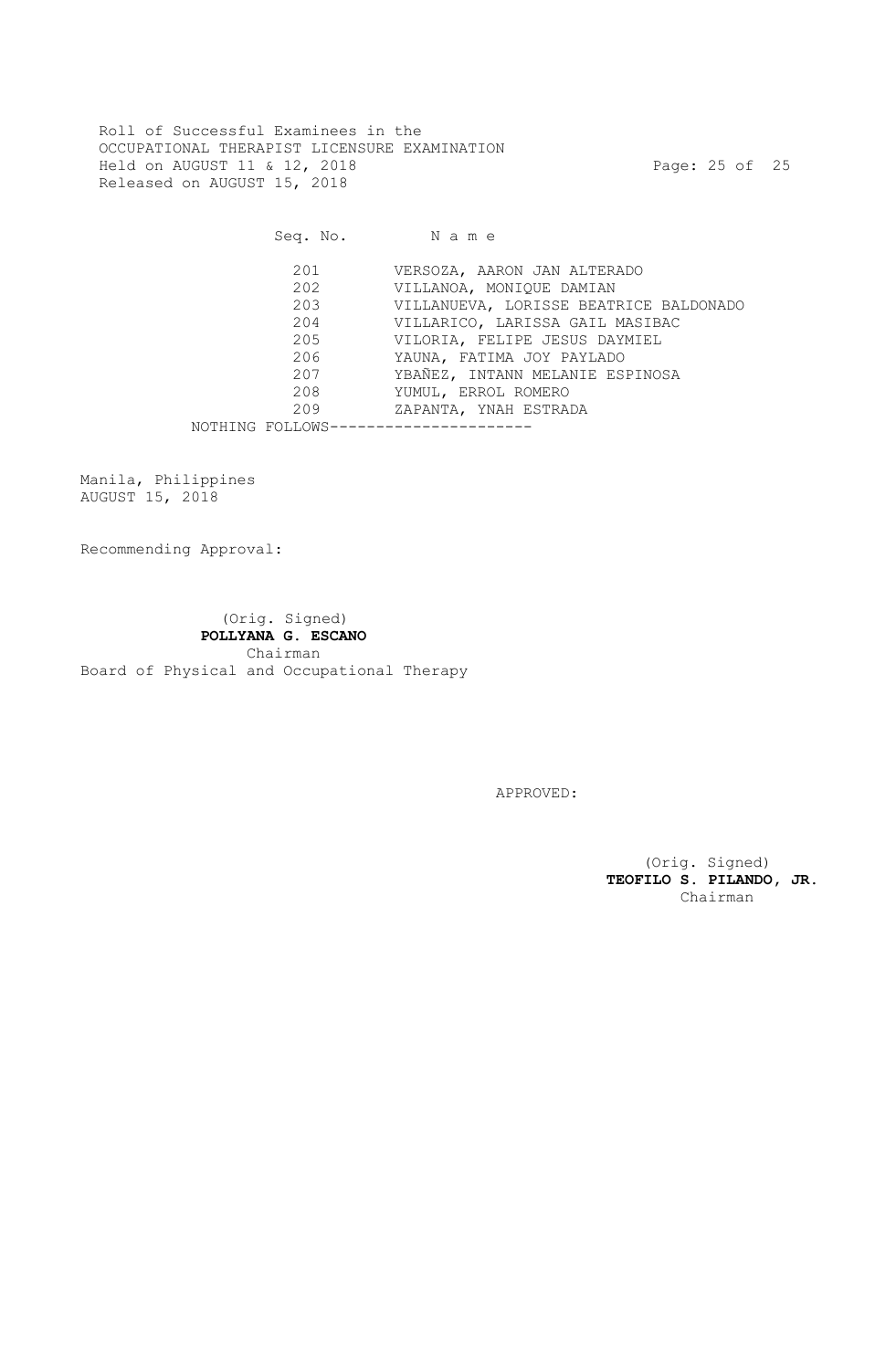Roll of Successful Examinees in the
OCCUPATIONAL THERAPIST LICENSURE EXAMINATION
Held on AUGUST 11 & 12, 2018
Released on AUGUST 15, 2018

| Seq. No. | N a m e |
|---|---|
| 201 | VERSOZA, AARON JAN ALTERADO |
| 202 | VILLANOA, MONIQUE DAMIAN |
| 203 | VILLANUEVA, LORISSE BEATRICE BALDONADO |
| 204 | VILLARICO, LARISSA GAIL MASIBAC |
| 205 | VILORIA, FELIPE JESUS DAYMIEL |
| 206 | YAUNA, FATIMA JOY PAYLADO |
| 207 | YBAÑEZ, INTANN MELANIE ESPINOSA |
| 208 | YUMUL, ERROL ROMERO |
| 209 | ZAPANTA, YNAH ESTRADA |

NOTHING FOLLOWS----------------------

Manila, Philippines
AUGUST 15, 2018

Recommending Approval:

(Orig. Signed)
**POLLYANA G. ESCANO**
Chairman
Board of Physical and Occupational Therapy

APPROVED:

(Orig. Signed)
**TEOFILO S. PILANDO, JR.**
Chairman